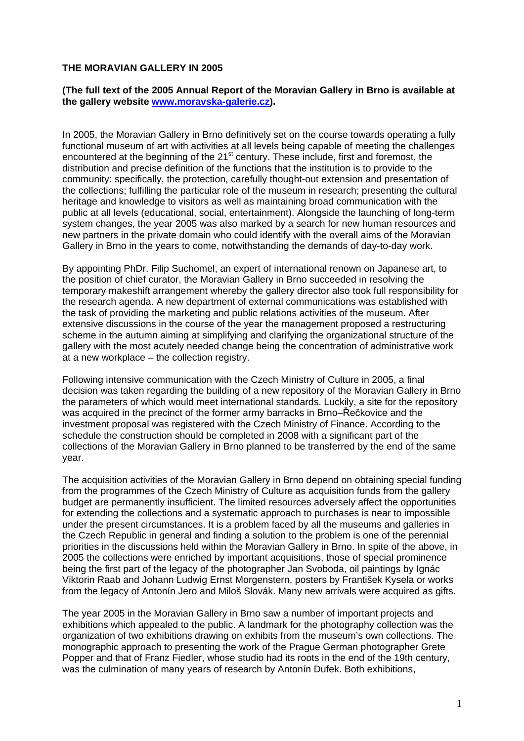**THE MORAVIAN GALLERY IN 2005**

**(The full text of the 2005 Annual Report of the Moravian Gallery in Brno is available at the gallery website [www.moravska-galerie.cz](www.moravska-galerie.cz)).**

In 2005, the Moravian Gallery in Brno definitively set on the course towards operating a fully functional museum of art with activities at all levels being capable of meeting the challenges encountered at the beginning of the 21st century. These include, first and foremost, the distribution and precise definition of the functions that the institution is to provide to the community: specifically, the protection, carefully thought-out extension and presentation of the collections; fulfilling the particular role of the museum in research; presenting the cultural heritage and knowledge to visitors as well as maintaining broad communication with the public at all levels (educational, social, entertainment). Alongside the launching of long-term system changes, the year 2005 was also marked by a search for new human resources and new partners in the private domain who could identify with the overall aims of the Moravian Gallery in Brno in the years to come, notwithstanding the demands of day-to-day work.

By appointing PhDr. Filip Suchomel, an expert of international renown on Japanese art, to the position of chief curator, the Moravian Gallery in Brno succeeded in resolving the temporary makeshift arrangement whereby the gallery director also took full responsibility for the research agenda. A new department of external communications was established with the task of providing the marketing and public relations activities of the museum. After extensive discussions in the course of the year the management proposed a restructuring scheme in the autumn aiming at simplifying and clarifying the organizational structure of the gallery with the most acutely needed change being the concentration of administrative work at a new workplace – the collection registry.

Following intensive communication with the Czech Ministry of Culture in 2005, a final decision was taken regarding the building of a new repository of the Moravian Gallery in Brno the parameters of which would meet international standards. Luckily, a site for the repository was acquired in the precinct of the former army barracks in Brno–Řečkovice and the investment proposal was registered with the Czech Ministry of Finance. According to the schedule the construction should be completed in 2008 with a significant part of the collections of the Moravian Gallery in Brno planned to be transferred by the end of the same year.

The acquisition activities of the Moravian Gallery in Brno depend on obtaining special funding from the programmes of the Czech Ministry of Culture as acquisition funds from the gallery budget are permanently insufficient. The limited resources adversely affect the opportunities for extending the collections and a systematic approach to purchases is near to impossible under the present circumstances. It is a problem faced by all the museums and galleries in the Czech Republic in general and finding a solution to the problem is one of the perennial priorities in the discussions held within the Moravian Gallery in Brno. In spite of the above, in 2005 the collections were enriched by important acquisitions, those of special prominence being the first part of the legacy of the photographer Jan Svoboda, oil paintings by Ignác Viktorin Raab and Johann Ludwig Ernst Morgenstern, posters by František Kysela or works from the legacy of Antonín Jero and Miloš Slovák. Many new arrivals were acquired as gifts.

The year 2005 in the Moravian Gallery in Brno saw a number of important projects and exhibitions which appealed to the public. A landmark for the photography collection was the organization of two exhibitions drawing on exhibits from the museum's own collections. The monographic approach to presenting the work of the Prague German photographer Grete Popper and that of Franz Fiedler, whose studio had its roots in the end of the 19th century, was the culmination of many years of research by Antonín Dufek. Both exhibitions,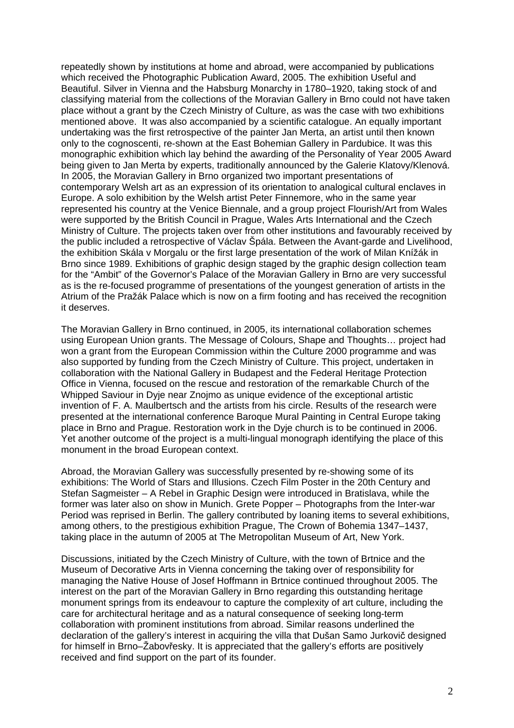repeatedly shown by institutions at home and abroad, were accompanied by publications which received the Photographic Publication Award, 2005. The exhibition Useful and Beautiful. Silver in Vienna and the Habsburg Monarchy in 1780–1920, taking stock of and classifying material from the collections of the Moravian Gallery in Brno could not have taken place without a grant by the Czech Ministry of Culture, as was the case with two exhibitions mentioned above. It was also accompanied by a scientific catalogue. An equally important undertaking was the first retrospective of the painter Jan Merta, an artist until then known only to the cognoscenti, re-shown at the East Bohemian Gallery in Pardubice. It was this monographic exhibition which lay behind the awarding of the Personality of Year 2005 Award being given to Jan Merta by experts, traditionally announced by the Galerie Klatovy/Klenová. In 2005, the Moravian Gallery in Brno organized two important presentations of contemporary Welsh art as an expression of its orientation to analogical cultural enclaves in Europe. A solo exhibition by the Welsh artist Peter Finnemore, who in the same year represented his country at the Venice Biennale, and a group project Flourish/Art from Wales were supported by the British Council in Prague, Wales Arts International and the Czech Ministry of Culture. The projects taken over from other institutions and favourably received by the public included a retrospective of Václav Špála. Between the Avant-garde and Livelihood, the exhibition Skála v Morgalu or the first large presentation of the work of Milan Knížák in Brno since 1989. Exhibitions of graphic design staged by the graphic design collection team for the "Ambit" of the Governor's Palace of the Moravian Gallery in Brno are very successful as is the re-focused programme of presentations of the youngest generation of artists in the Atrium of the Pražák Palace which is now on a firm footing and has received the recognition it deserves.

The Moravian Gallery in Brno continued, in 2005, its international collaboration schemes using European Union grants. The Message of Colours, Shape and Thoughts… project had won a grant from the European Commission within the Culture 2000 programme and was also supported by funding from the Czech Ministry of Culture. This project, undertaken in collaboration with the National Gallery in Budapest and the Federal Heritage Protection Office in Vienna, focused on the rescue and restoration of the remarkable Church of the Whipped Saviour in Dyje near Znojmo as unique evidence of the exceptional artistic invention of F. A. Maulbertsch and the artists from his circle. Results of the research were presented at the international conference Baroque Mural Painting in Central Europe taking place in Brno and Prague. Restoration work in the Dyje church is to be continued in 2006. Yet another outcome of the project is a multi-lingual monograph identifying the place of this monument in the broad European context.

Abroad, the Moravian Gallery was successfully presented by re-showing some of its exhibitions: The World of Stars and Illusions. Czech Film Poster in the 20th Century and Stefan Sagmeister – A Rebel in Graphic Design were introduced in Bratislava, while the former was later also on show in Munich. Grete Popper – Photographs from the Inter-war Period was reprised in Berlin. The gallery contributed by loaning items to several exhibitions, among others, to the prestigious exhibition Prague, The Crown of Bohemia 1347–1437, taking place in the autumn of 2005 at The Metropolitan Museum of Art, New York.

Discussions, initiated by the Czech Ministry of Culture, with the town of Brtnice and the Museum of Decorative Arts in Vienna concerning the taking over of responsibility for managing the Native House of Josef Hoffmann in Brtnice continued throughout 2005. The interest on the part of the Moravian Gallery in Brno regarding this outstanding heritage monument springs from its endeavour to capture the complexity of art culture, including the care for architectural heritage and as a natural consequence of seeking long-term collaboration with prominent institutions from abroad. Similar reasons underlined the declaration of the gallery's interest in acquiring the villa that Dušan Samo Jurkovič designed for himself in Brno–Žabovřesky. It is appreciated that the gallery's efforts are positively received and find support on the part of its founder.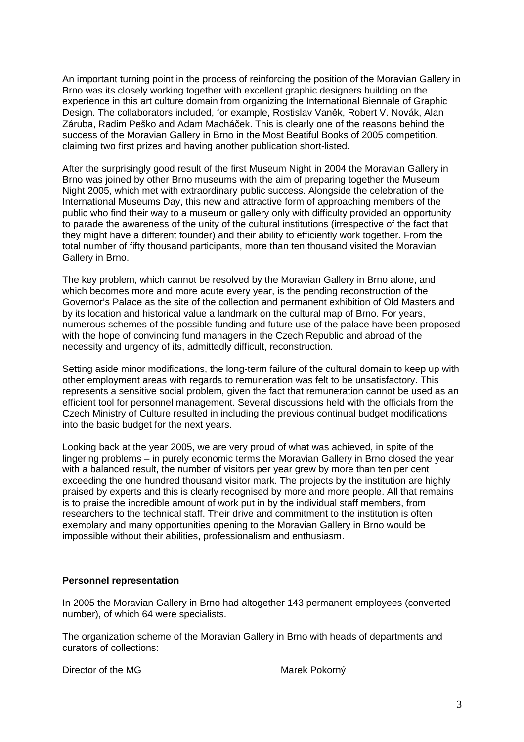An important turning point in the process of reinforcing the position of the Moravian Gallery in Brno was its closely working together with excellent graphic designers building on the experience in this art culture domain from organizing the International Biennale of Graphic Design. The collaborators included, for example, Rostislav Vaněk, Robert V. Novák, Alan Záruba, Radim Peško and Adam Macháček. This is clearly one of the reasons behind the success of the Moravian Gallery in Brno in the Most Beatiful Books of 2005 competition, claiming two first prizes and having another publication short-listed.

After the surprisingly good result of the first Museum Night in 2004 the Moravian Gallery in Brno was joined by other Brno museums with the aim of preparing together the Museum Night 2005, which met with extraordinary public success. Alongside the celebration of the International Museums Day, this new and attractive form of approaching members of the public who find their way to a museum or gallery only with difficulty provided an opportunity to parade the awareness of the unity of the cultural institutions (irrespective of the fact that they might have a different founder) and their ability to efficiently work together. From the total number of fifty thousand participants, more than ten thousand visited the Moravian Gallery in Brno.

The key problem, which cannot be resolved by the Moravian Gallery in Brno alone, and which becomes more and more acute every year, is the pending reconstruction of the Governor's Palace as the site of the collection and permanent exhibition of Old Masters and by its location and historical value a landmark on the cultural map of Brno. For years, numerous schemes of the possible funding and future use of the palace have been proposed with the hope of convincing fund managers in the Czech Republic and abroad of the necessity and urgency of its, admittedly difficult, reconstruction.

Setting aside minor modifications, the long-term failure of the cultural domain to keep up with other employment areas with regards to remuneration was felt to be unsatisfactory. This represents a sensitive social problem, given the fact that remuneration cannot be used as an efficient tool for personnel management. Several discussions held with the officials from the Czech Ministry of Culture resulted in including the previous continual budget modifications into the basic budget for the next years.

Looking back at the year 2005, we are very proud of what was achieved, in spite of the lingering problems – in purely economic terms the Moravian Gallery in Brno closed the year with a balanced result, the number of visitors per year grew by more than ten per cent exceeding the one hundred thousand visitor mark. The projects by the institution are highly praised by experts and this is clearly recognised by more and more people. All that remains is to praise the incredible amount of work put in by the individual staff members, from researchers to the technical staff. Their drive and commitment to the institution is often exemplary and many opportunities opening to the Moravian Gallery in Brno would be impossible without their abilities, professionalism and enthusiasm.

**Personnel representation**

In 2005 the Moravian Gallery in Brno had altogether 143 permanent employees (converted number), of which 64 were specialists.

The organization scheme of the Moravian Gallery in Brno with heads of departments and curators of collections:

| | |
|---|---|
| Director of the MG | Marek Pokorný |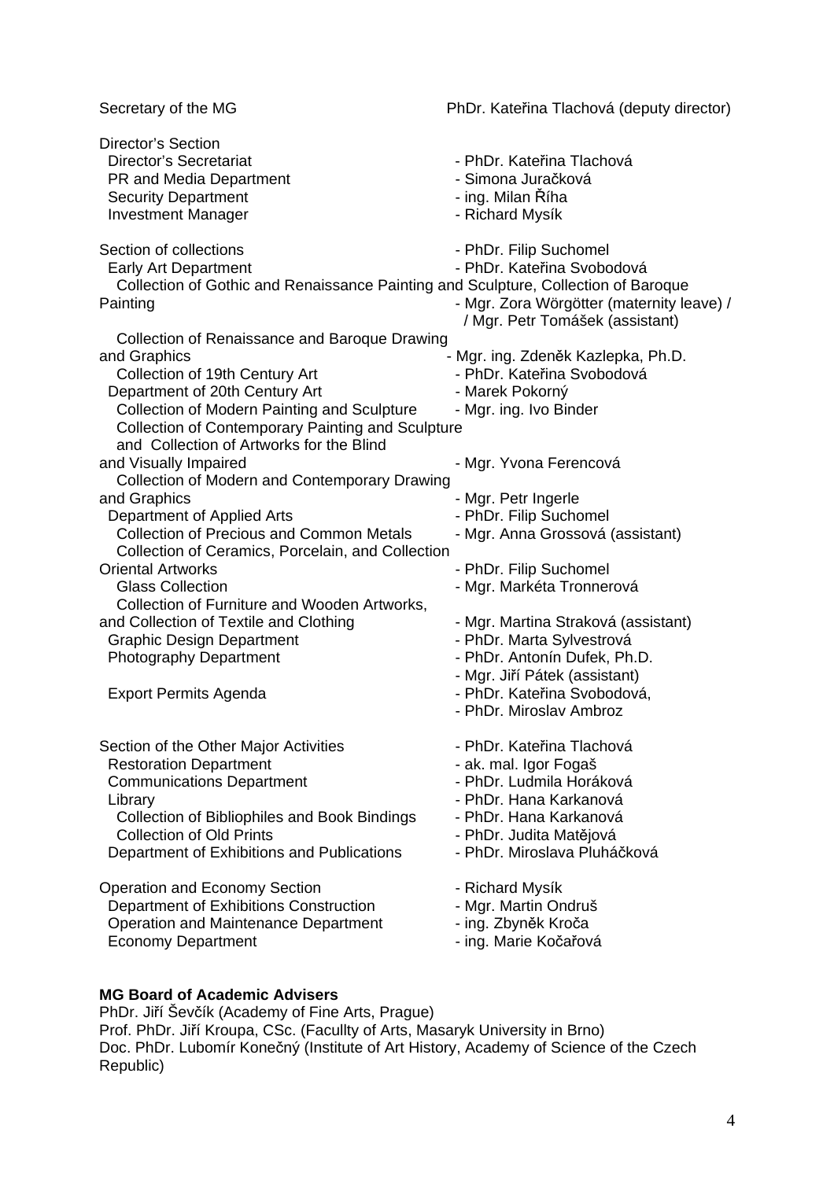Secretary of the MG — PhDr. Kateřina Tlachová (deputy director)

| | |
|---|---|
| Director's Section | |
| Director's Secretariat | - PhDr. Kateřina Tlachová |
| PR and Media Department | - Simona Juračková |
| Security Department | - ing. Milan Říha |
| Investment Manager | - Richard Mysík |
| | |
| Section of collections | - PhDr. Filip Suchomel |
| Early Art Department | - PhDr. Kateřina Svobodová |
| Collection of Gothic and Renaissance Painting and Sculpture, Collection of Baroque Painting | - Mgr. Zora Wörgötter (maternity leave) / / Mgr. Petr Tomášek (assistant) |
| Collection of Renaissance and Baroque Drawing and Graphics | - Mgr. ing. Zdeněk Kazlepka, Ph.D. |
| Collection of 19th Century Art | - PhDr. Kateřina Svobodová |
| Department of 20th Century Art | - Marek Pokorný |
| Collection of Modern Painting and Sculpture | - Mgr. ing. Ivo Binder |
| Collection of Contemporary Painting and Sculpture and Collection of Artworks for the Blind and Visually Impaired | - Mgr. Yvona Ferencová |
| Collection of Modern and Contemporary Drawing and Graphics | - Mgr. Petr Ingerle |
| Department of Applied Arts | - PhDr. Filip Suchomel |
| Collection of Precious and Common Metals | - Mgr. Anna Grossová (assistant) |
| Collection of Ceramics, Porcelain, and Collection Oriental Artworks | - PhDr. Filip Suchomel |
| Glass Collection | - Mgr. Markéta Tronnerová |
| Collection of Furniture and Wooden Artworks, and Collection of Textile and Clothing | - Mgr. Martina Straková (assistant) |
| Graphic Design Department | - PhDr. Marta Sylvestrová |
| Photography Department | - PhDr. Antonín Dufek, Ph.D. - Mgr. Jiří Pátek (assistant) |
| Export Permits Agenda | - PhDr. Kateřina Svobodová, - PhDr. Miroslav Ambroz |
| | |
| Section of the Other Major Activities | - PhDr. Kateřina Tlachová |
| Restoration Department | - ak. mal. Igor Fogaš |
| Communications Department | - PhDr. Ludmila Horáková |
| Library | - PhDr. Hana Karkanová |
| Collection of Bibliophiles and Book Bindings | - PhDr. Hana Karkanová |
| Collection of Old Prints | - PhDr. Judita Matějová |
| Department of Exhibitions and Publications | - PhDr. Miroslava Pluháčková |
| | |
| Operation and Economy Section | - Richard Mysík |
| Department of Exhibitions Construction | - Mgr. Martin Ondruš |
| Operation and Maintenance Department | - ing. Zbyněk Kroča |
| Economy Department | - ing. Marie Kočařová |

**MG Board of Academic Advisers**

PhDr. Jiří Ševčík (Academy of Fine Arts, Prague)
Prof. PhDr. Jiří Kroupa, CSc. (Facullty of Arts, Masaryk University in Brno)
Doc. PhDr. Lubomír Konečný (Institute of Art History, Academy of Science of the Czech Republic)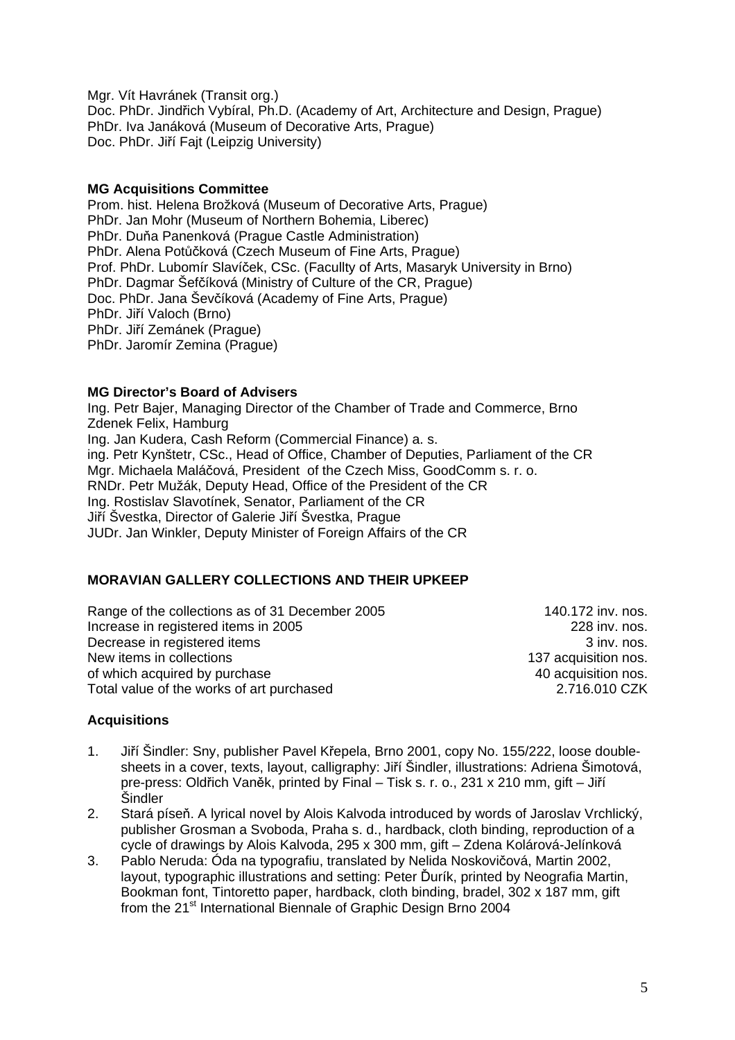Mgr. Vít Havránek (Transit org.)
Doc. PhDr. Jindřich Vybíral, Ph.D. (Academy of Art, Architecture and Design, Prague)
PhDr. Iva Janáková (Museum of Decorative Arts, Prague)
Doc. PhDr. Jiří Fajt (Leipzig University)

**MG Acquisitions Committee**

Prom. hist. Helena Brožková (Museum of Decorative Arts, Prague)
PhDr. Jan Mohr (Museum of Northern Bohemia, Liberec)
PhDr. Duňa Panenková (Prague Castle Administration)
PhDr. Alena Potůčková (Czech Museum of Fine Arts, Prague)
Prof. PhDr. Lubomír Slavíček, CSc. (Facullty of Arts, Masaryk University in Brno)
PhDr. Dagmar Šefčíková (Ministry of Culture of the CR, Prague)
Doc. PhDr. Jana Ševčíková (Academy of Fine Arts, Prague)
PhDr. Jiří Valoch (Brno)
PhDr. Jiří Zemánek (Prague)
PhDr. Jaromír Zemina (Prague)

**MG Director's Board of Advisers**

Ing. Petr Bajer, Managing Director of the Chamber of Trade and Commerce, Brno
Zdenek Felix, Hamburg
Ing. Jan Kudera, Cash Reform (Commercial Finance) a. s.
ing. Petr Kynštetr, CSc., Head of Office, Chamber of Deputies, Parliament of the CR
Mgr. Michaela Maláčová, President of the Czech Miss, GoodComm s. r. o.
RNDr. Petr Mužák, Deputy Head, Office of the President of the CR
Ing. Rostislav Slavotínek, Senator, Parliament of the CR
Jiří Švestka, Director of Galerie Jiří Švestka, Prague
JUDr. Jan Winkler, Deputy Minister of Foreign Affairs of the CR

**MORAVIAN GALLERY COLLECTIONS AND THEIR UPKEEP**

| | |
|---|---|
| Range of the collections as of 31 December 2005 | 140.172 inv. nos. |
| Increase in registered items in 2005 | 228 inv. nos. |
| Decrease in registered items | 3 inv. nos. |
| New items in collections | 137 acquisition nos. |
| of which acquired by purchase | 40 acquisition nos. |
| Total value of the works of art purchased | 2.716.010 CZK |

**Acquisitions**

1. Jiří Šindler: Sny, publisher Pavel Křepela, Brno 2001, copy No. 155/222, loose double-sheets in a cover, texts, layout, calligraphy: Jiří Šindler, illustrations: Adriena Šimotová, pre-press: Oldřich Vaněk, printed by Final – Tisk s. r. o., 231 x 210 mm, gift – Jiří Šindler
2. Stará píseň. A lyrical novel by Alois Kalvoda introduced by words of Jaroslav Vrchlický, publisher Grosman a Svoboda, Praha s. d., hardback, cloth binding, reproduction of a cycle of drawings by Alois Kalvoda, 295 x 300 mm, gift – Zdena Kolárová-Jelínková
3. Pablo Neruda: Óda na typografiu, translated by Nelida Noskovičová, Martin 2002, layout, typographic illustrations and setting: Peter Ďurík, printed by Neografia Martin, Bookman font, Tintoretto paper, hardback, cloth binding, bradel, 302 x 187 mm, gift from the 21st International Biennale of Graphic Design Brno 2004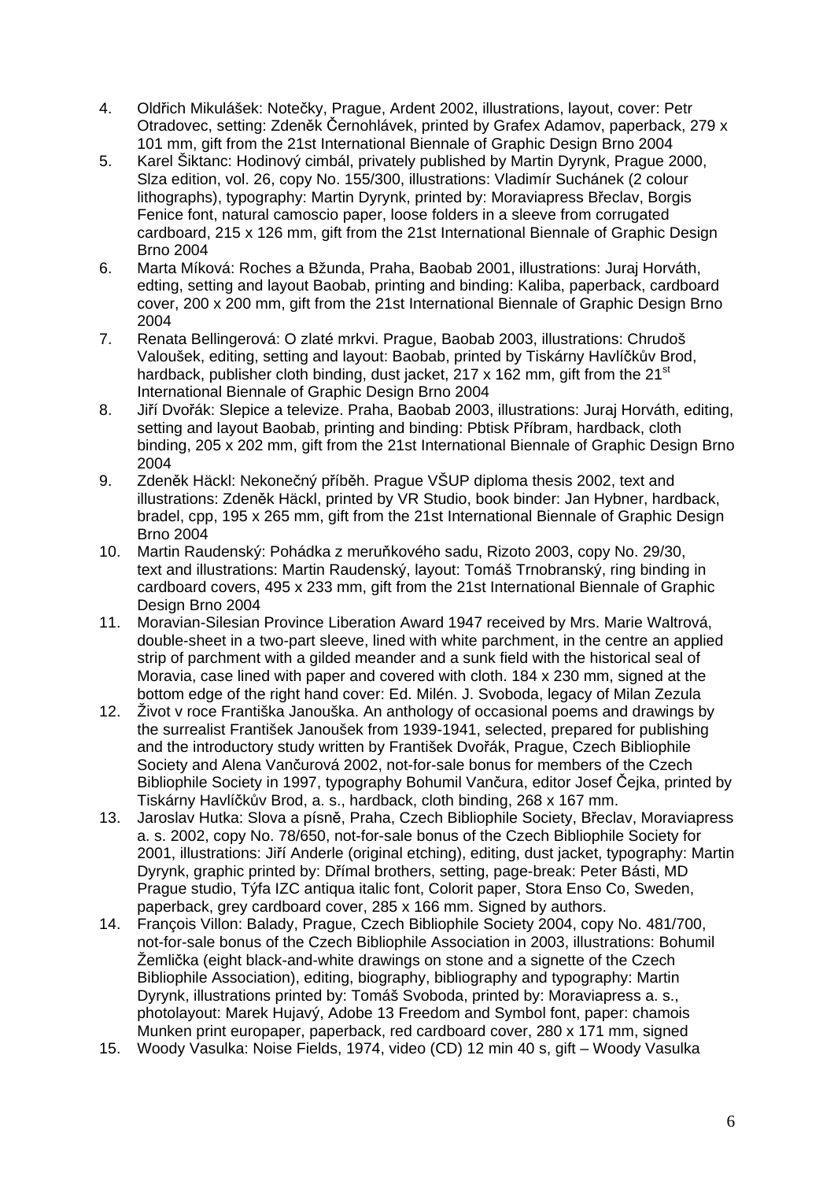4. Oldřich Mikulášek: Notečky, Prague, Ardent 2002, illustrations, layout, cover: Petr Otradovec, setting: Zdeněk Černohlávek, printed by Grafex Adamov, paperback, 279 x 101 mm, gift from the 21st International Biennale of Graphic Design Brno 2004
5. Karel Šiktanc: Hodinový cimbál, privately published by Martin Dyrynk, Prague 2000, Slza edition, vol. 26, copy No. 155/300, illustrations: Vladimír Suchánek (2 colour lithographs), typography: Martin Dyrynk, printed by: Moraviapress Břeclav, Borgis Fenice font, natural camoscio paper, loose folders in a sleeve from corrugated cardboard, 215 x 126 mm, gift from the 21st International Biennale of Graphic Design Brno 2004
6. Marta Míková: Roches a Bžunda, Praha, Baobab 2001, illustrations: Juraj Horváth, edting, setting and layout Baobab, printing and binding: Kaliba, paperback, cardboard cover, 200 x 200 mm, gift from the 21st International Biennale of Graphic Design Brno 2004
7. Renata Bellingerová: O zlaté mrkvi. Prague, Baobab 2003, illustrations: Chrudoš Valoušek, editing, setting and layout: Baobab, printed by Tiskárny Havlíčkův Brod, hardback, publisher cloth binding, dust jacket, 217 x 162 mm, gift from the 21st International Biennale of Graphic Design Brno 2004
8. Jiří Dvořák: Slepice a televize. Praha, Baobab 2003, illustrations: Juraj Horváth, editing, setting and layout Baobab, printing and binding: Pbtisk Příbram, hardback, cloth binding, 205 x 202 mm, gift from the 21st International Biennale of Graphic Design Brno 2004
9. Zdeněk Häckl: Nekonečný příběh. Prague VŠUP diploma thesis 2002, text and illustrations: Zdeněk Häckl, printed by VR Studio, book binder: Jan Hybner, hardback, bradel, cpp, 195 x 265 mm, gift from the 21st International Biennale of Graphic Design Brno 2004
10. Martin Raudenský: Pohádka z meruňkového sadu, Rizoto 2003, copy No. 29/30, text and illustrations: Martin Raudenský, layout: Tomáš Trnobranský, ring binding in cardboard covers, 495 x 233 mm, gift from the 21st International Biennale of Graphic Design Brno 2004
11. Moravian-Silesian Province Liberation Award 1947 received by Mrs. Marie Waltrová, double-sheet in a two-part sleeve, lined with white parchment, in the centre an applied strip of parchment with a gilded meander and a sunk field with the historical seal of Moravia, case lined with paper and covered with cloth. 184 x 230 mm, signed at the bottom edge of the right hand cover: Ed. Milén. J. Svoboda, legacy of Milan Zezula
12. Život v roce Františka Janouška. An anthology of occasional poems and drawings by the surrealist František Janoušek from 1939-1941, selected, prepared for publishing and the introductory study written by František Dvořák, Prague, Czech Bibliophile Society and Alena Vančurová 2002, not-for-sale bonus for members of the Czech Bibliophile Society in 1997, typography Bohumil Vančura, editor Josef Čejka, printed by Tiskárny Havlíčkův Brod, a. s., hardback, cloth binding, 268 x 167 mm.
13. Jaroslav Hutka: Slova a písně, Praha, Czech Bibliophile Society, Břeclav, Moraviapress a. s. 2002, copy No. 78/650, not-for-sale bonus of the Czech Bibliophile Society for 2001, illustrations: Jiří Anderle (original etching), editing, dust jacket, typography: Martin Dyrynk, graphic printed by: Dřímal brothers, setting, page-break: Peter Básti, MD Prague studio, Týfa IZC antiqua italic font, Colorit paper, Stora Enso Co, Sweden, paperback, grey cardboard cover, 285 x 166 mm. Signed by authors.
14. François Villon: Balady, Prague, Czech Bibliophile Society 2004, copy No. 481/700, not-for-sale bonus of the Czech Bibliophile Association in 2003, illustrations: Bohumil Žemlička (eight black-and-white drawings on stone and a signette of the Czech Bibliophile Association), editing, biography, bibliography and typography: Martin Dyrynk, illustrations printed by: Tomáš Svoboda, printed by: Moraviapress a. s., photolayout: Marek Hujavý, Adobe 13 Freedom and Symbol font, paper: chamois Munken print europaper, paperback, red cardboard cover, 280 x 171 mm, signed
15. Woody Vasulka: Noise Fields, 1974, video (CD) 12 min 40 s, gift – Woody Vasulka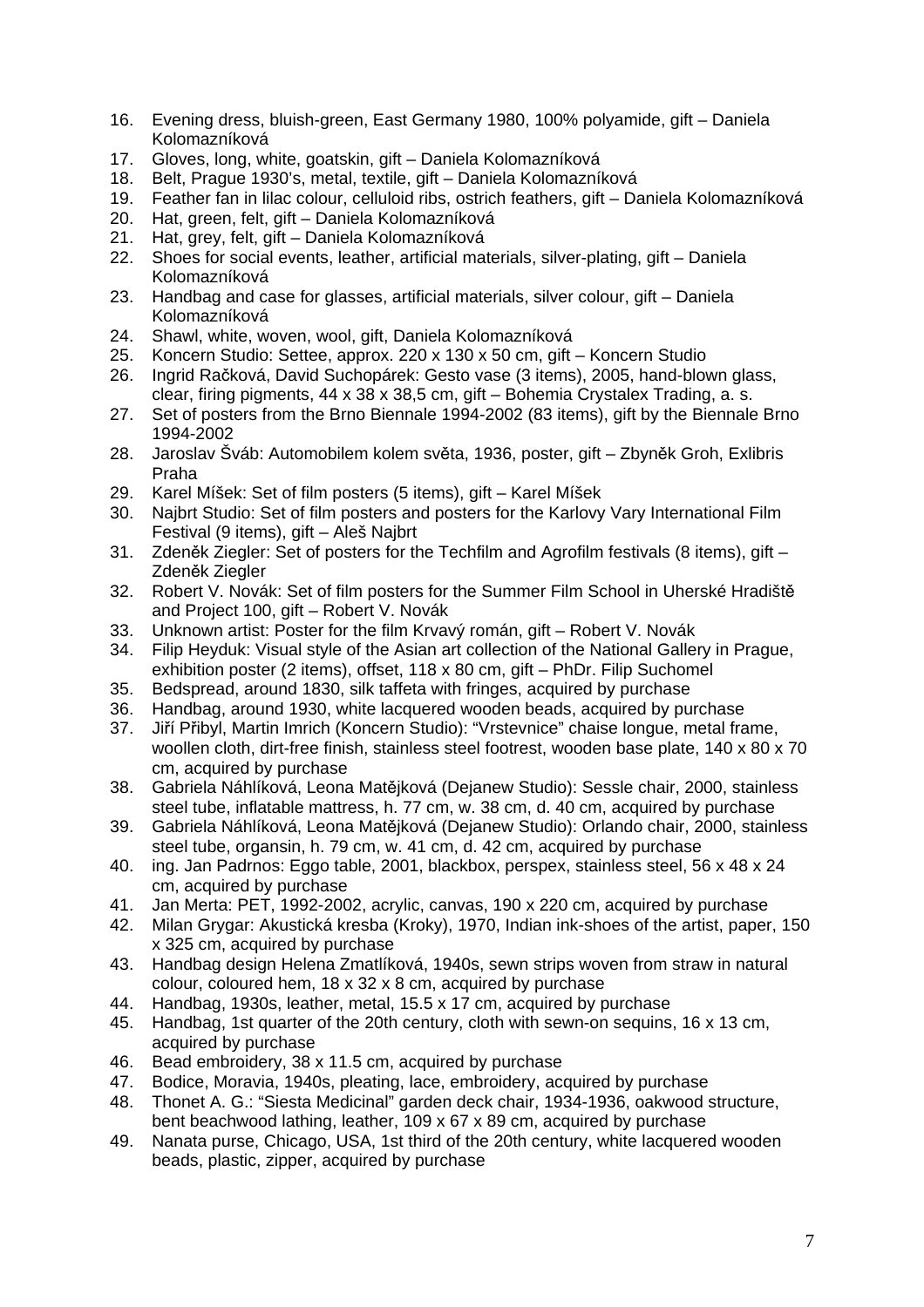16. Evening dress, bluish-green, East Germany 1980, 100% polyamide, gift – Daniela Kolomazníková
17. Gloves, long, white, goatskin, gift – Daniela Kolomazníková
18. Belt, Prague 1930's, metal, textile, gift – Daniela Kolomazníková
19. Feather fan in lilac colour, celluloid ribs, ostrich feathers, gift – Daniela Kolomazníková
20. Hat, green, felt, gift – Daniela Kolomazníková
21. Hat, grey, felt, gift – Daniela Kolomazníková
22. Shoes for social events, leather, artificial materials, silver-plating, gift – Daniela Kolomazníková
23. Handbag and case for glasses, artificial materials, silver colour, gift – Daniela Kolomazníková
24. Shawl, white, woven, wool, gift, Daniela Kolomazníková
25. Koncern Studio: Settee, approx. 220 x 130 x 50 cm, gift – Koncern Studio
26. Ingrid Račková, David Suchopárek: Gesto vase (3 items), 2005, hand-blown glass, clear, firing pigments, 44 x 38 x 38,5 cm, gift – Bohemia Crystalex Trading, a. s.
27. Set of posters from the Brno Biennale 1994-2002 (83 items), gift by the Biennale Brno 1994-2002
28. Jaroslav Šváb: Automobilem kolem světa, 1936, poster, gift – Zbyněk Groh, Exlibris Praha
29. Karel Míšek: Set of film posters (5 items), gift – Karel Míšek
30. Najbrt Studio: Set of film posters and posters for the Karlovy Vary International Film Festival (9 items), gift – Aleš Najbrt
31. Zdeněk Ziegler: Set of posters for the Techfilm and Agrofilm festivals (8 items), gift – Zdeněk Ziegler
32. Robert V. Novák: Set of film posters for the Summer Film School in Uherské Hradiště and Project 100, gift – Robert V. Novák
33. Unknown artist: Poster for the film Krvavý román, gift – Robert V. Novák
34. Filip Heyduk: Visual style of the Asian art collection of the National Gallery in Prague, exhibition poster (2 items), offset, 118 x 80 cm, gift – PhDr. Filip Suchomel
35. Bedspread, around 1830, silk taffeta with fringes, acquired by purchase
36. Handbag, around 1930, white lacquered wooden beads, acquired by purchase
37. Jiří Přibyl, Martin Imrich (Koncern Studio): "Vrstevnice" chaise longue, metal frame, woollen cloth, dirt-free finish, stainless steel footrest, wooden base plate, 140 x 80 x 70 cm, acquired by purchase
38. Gabriela Náhlíková, Leona Matějková (Dejanew Studio): Sessle chair, 2000, stainless steel tube, inflatable mattress, h. 77 cm, w. 38 cm, d. 40 cm, acquired by purchase
39. Gabriela Náhlíková, Leona Matějková (Dejanew Studio): Orlando chair, 2000, stainless steel tube, organsin, h. 79 cm, w. 41 cm, d. 42 cm, acquired by purchase
40. ing. Jan Padrnos: Eggo table, 2001, blackbox, perspex, stainless steel, 56 x 48 x 24 cm, acquired by purchase
41. Jan Merta: PET, 1992-2002, acrylic, canvas, 190 x 220 cm, acquired by purchase
42. Milan Grygar: Akustická kresba (Kroky), 1970, Indian ink-shoes of the artist, paper, 150 x 325 cm, acquired by purchase
43. Handbag design Helena Zmatlíková, 1940s, sewn strips woven from straw in natural colour, coloured hem, 18 x 32 x 8 cm, acquired by purchase
44. Handbag, 1930s, leather, metal, 15.5 x 17 cm, acquired by purchase
45. Handbag, 1st quarter of the 20th century, cloth with sewn-on sequins, 16 x 13 cm, acquired by purchase
46. Bead embroidery, 38 x 11.5 cm, acquired by purchase
47. Bodice, Moravia, 1940s, pleating, lace, embroidery, acquired by purchase
48. Thonet A. G.: "Siesta Medicinal" garden deck chair, 1934-1936, oakwood structure, bent beachwood lathing, leather, 109 x 67 x 89 cm, acquired by purchase
49. Nanata purse, Chicago, USA, 1st third of the 20th century, white lacquered wooden beads, plastic, zipper, acquired by purchase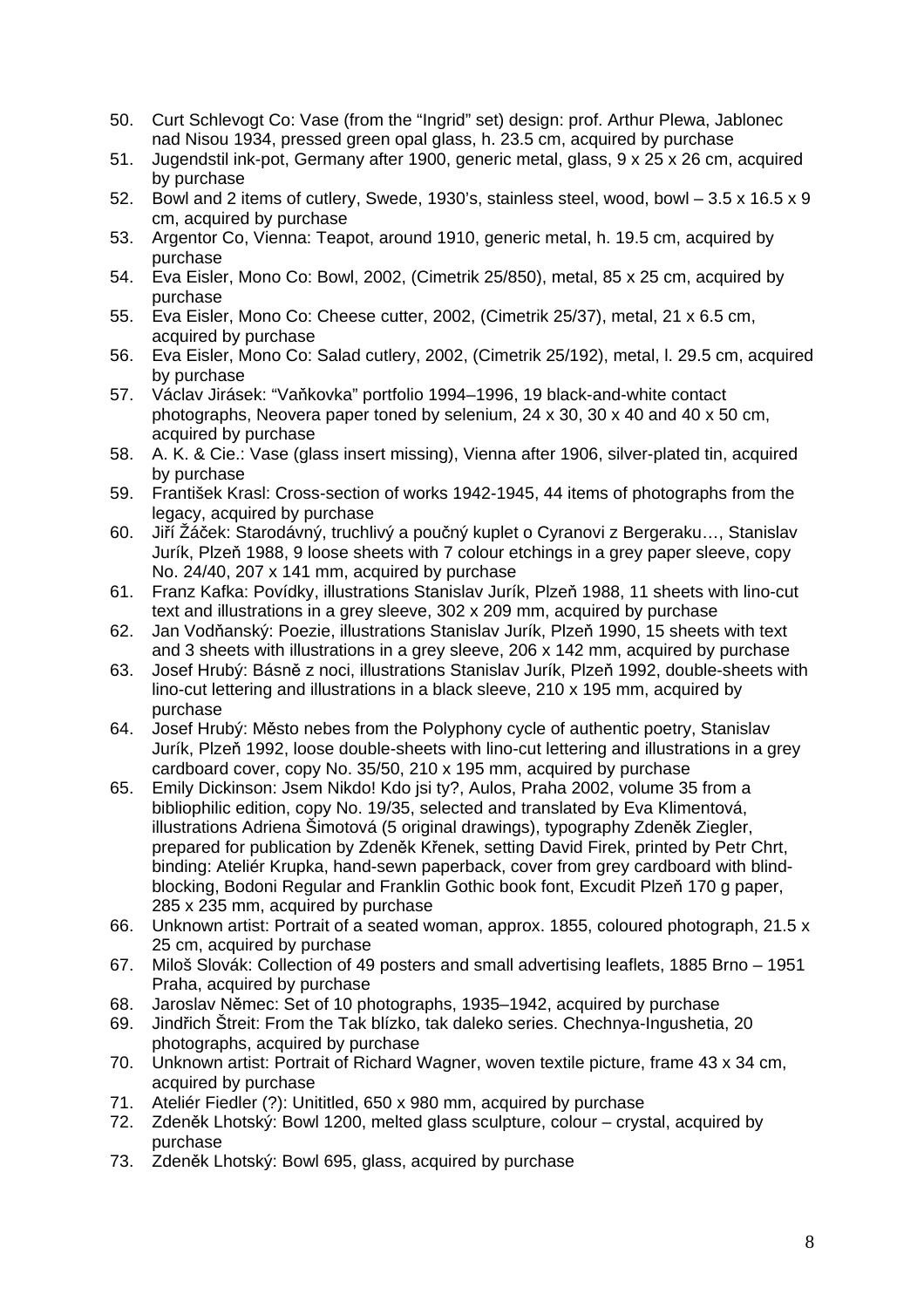50. Curt Schlevogt Co: Vase (from the "Ingrid" set) design: prof. Arthur Plewa, Jablonec nad Nisou 1934, pressed green opal glass, h. 23.5 cm, acquired by purchase
51. Jugendstil ink-pot, Germany after 1900, generic metal, glass, 9 x 25 x 26 cm, acquired by purchase
52. Bowl and 2 items of cutlery, Swede, 1930's, stainless steel, wood, bowl – 3.5 x 16.5 x 9 cm, acquired by purchase
53. Argentor Co, Vienna: Teapot, around 1910, generic metal, h. 19.5 cm, acquired by purchase
54. Eva Eisler, Mono Co: Bowl, 2002, (Cimetrik 25/850), metal, 85 x 25 cm, acquired by purchase
55. Eva Eisler, Mono Co: Cheese cutter, 2002, (Cimetrik 25/37), metal, 21 x 6.5 cm, acquired by purchase
56. Eva Eisler, Mono Co: Salad cutlery, 2002, (Cimetrik 25/192), metal, l. 29.5 cm, acquired by purchase
57. Václav Jirásek: "Vaňkovka" portfolio 1994–1996, 19 black-and-white contact photographs, Neovera paper toned by selenium, 24 x 30, 30 x 40 and 40 x 50 cm, acquired by purchase
58. A. K. & Cie.: Vase (glass insert missing), Vienna after 1906, silver-plated tin, acquired by purchase
59. František Krasl: Cross-section of works 1942-1945, 44 items of photographs from the legacy, acquired by purchase
60. Jiří Žáček: Starodávný, truchlivý a poučný kuplet o Cyranovi z Bergeraku…, Stanislav Jurík, Plzeň 1988, 9 loose sheets with 7 colour etchings in a grey paper sleeve, copy No. 24/40, 207 x 141 mm, acquired by purchase
61. Franz Kafka: Povídky, illustrations Stanislav Jurík, Plzeň 1988, 11 sheets with lino-cut text and illustrations in a grey sleeve, 302 x 209 mm, acquired by purchase
62. Jan Vodňanský: Poezie, illustrations Stanislav Jurík, Plzeň 1990, 15 sheets with text and 3 sheets with illustrations in a grey sleeve, 206 x 142 mm, acquired by purchase
63. Josef Hrubý: Básně z noci, illustrations Stanislav Jurík, Plzeň 1992, double-sheets with lino-cut lettering and illustrations in a black sleeve, 210 x 195 mm, acquired by purchase
64. Josef Hrubý: Město nebes from the Polyphony cycle of authentic poetry, Stanislav Jurík, Plzeň 1992, loose double-sheets with lino-cut lettering and illustrations in a grey cardboard cover, copy No. 35/50, 210 x 195 mm, acquired by purchase
65. Emily Dickinson: Jsem Nikdo! Kdo jsi ty?, Aulos, Praha 2002, volume 35 from a bibliophilic edition, copy No. 19/35, selected and translated by Eva Klimentová, illustrations Adriena Šimotová (5 original drawings), typography Zdeněk Ziegler, prepared for publication by Zdeněk Křenek, setting David Firek, printed by Petr Chrt, binding: Ateliér Krupka, hand-sewn paperback, cover from grey cardboard with blind-blocking, Bodoni Regular and Franklin Gothic book font, Excudit Plzeň 170 g paper, 285 x 235 mm, acquired by purchase
66. Unknown artist: Portrait of a seated woman, approx. 1855, coloured photograph, 21.5 x 25 cm, acquired by purchase
67. Miloš Slovák: Collection of 49 posters and small advertising leaflets, 1885 Brno – 1951 Praha, acquired by purchase
68. Jaroslav Němec: Set of 10 photographs, 1935–1942, acquired by purchase
69. Jindřich Štreit: From the Tak blízko, tak daleko series. Chechnya-Ingushetia, 20 photographs, acquired by purchase
70. Unknown artist: Portrait of Richard Wagner, woven textile picture, frame 43 x 34 cm, acquired by purchase
71. Ateliér Fiedler (?): Unititled, 650 x 980 mm, acquired by purchase
72. Zdeněk Lhotský: Bowl 1200, melted glass sculpture, colour – crystal, acquired by purchase
73. Zdeněk Lhotský: Bowl 695, glass, acquired by purchase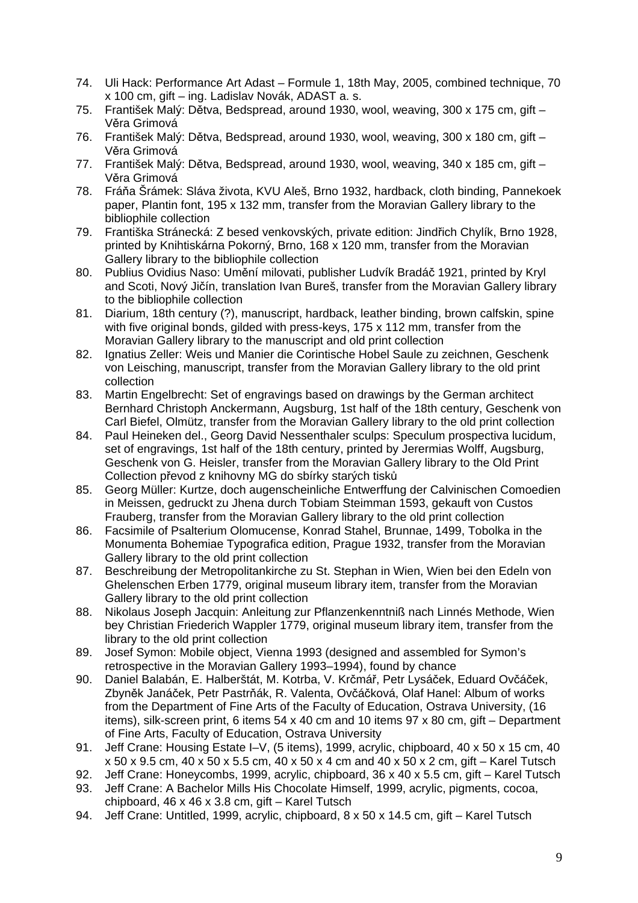74. Uli Hack: Performance Art Adast – Formule 1, 18th May, 2005, combined technique, 70 x 100 cm, gift – ing. Ladislav Novák, ADAST a. s.
75. František Malý: Dětva, Bedspread, around 1930, wool, weaving, 300 x 175 cm, gift – Věra Grimová
76. František Malý: Dětva, Bedspread, around 1930, wool, weaving, 300 x 180 cm, gift – Věra Grimová
77. František Malý: Dětva, Bedspread, around 1930, wool, weaving, 340 x 185 cm, gift – Věra Grimová
78. Fráňa Šrámek: Sláva života, KVU Aleš, Brno 1932, hardback, cloth binding, Pannekoek paper, Plantin font, 195 x 132 mm, transfer from the Moravian Gallery library to the bibliophile collection
79. Františka Stránecká: Z besed venkovských, private edition: Jindřich Chylík, Brno 1928, printed by Knihtiskárna Pokorný, Brno, 168 x 120 mm, transfer from the Moravian Gallery library to the bibliophile collection
80. Publius Ovidius Naso: Umění milovati, publisher Ludvík Bradáč 1921, printed by Kryl and Scoti, Nový Jičín, translation Ivan Bureš, transfer from the Moravian Gallery library to the bibliophile collection
81. Diarium, 18th century (?), manuscript, hardback, leather binding, brown calfskin, spine with five original bonds, gilded with press-keys, 175 x 112 mm, transfer from the Moravian Gallery library to the manuscript and old print collection
82. Ignatius Zeller: Weis und Manier die Corintische Hobel Saule zu zeichnen, Geschenk von Leisching, manuscript, transfer from the Moravian Gallery library to the old print collection
83. Martin Engelbrecht: Set of engravings based on drawings by the German architect Bernhard Christoph Anckermann, Augsburg, 1st half of the 18th century, Geschenk von Carl Biefel, Olmütz, transfer from the Moravian Gallery library to the old print collection
84. Paul Heineken del., Georg David Nessenthaler sculps: Speculum prospectiva lucidum, set of engravings, 1st half of the 18th century, printed by Jerermias Wolff, Augsburg, Geschenk von G. Heisler, transfer from the Moravian Gallery library to the Old Print Collection převod z knihovny MG do sbírky starých tisků
85. Georg Müller: Kurtze, doch augenscheinliche Entwerffung der Calvinischen Comoedien in Meissen, gedruckt zu Jhena durch Tobiam Steimman 1593, gekauft von Custos Frauberg, transfer from the Moravian Gallery library to the old print collection
86. Facsimile of Psalterium Olomucense, Konrad Stahel, Brunnae, 1499, Tobolka in the Monumenta Bohemiae Typografica edition, Prague 1932, transfer from the Moravian Gallery library to the old print collection
87. Beschreibung der Metropolitankirche zu St. Stephan in Wien, Wien bei den Edeln von Ghelenschen Erben 1779, original museum library item, transfer from the Moravian Gallery library to the old print collection
88. Nikolaus Joseph Jacquin: Anleitung zur Pflanzenkenntniß nach Linnés Methode, Wien bey Christian Friederich Wappler 1779, original museum library item, transfer from the library to the old print collection
89. Josef Symon: Mobile object, Vienna 1993 (designed and assembled for Symon's retrospective in the Moravian Gallery 1993–1994), found by chance
90. Daniel Balabán, E. Halberštát, M. Kotrba, V. Krčmář, Petr Lysáček, Eduard Ovčáček, Zbyněk Janáček, Petr Pastrňák, R. Valenta, Ovčáčková, Olaf Hanel: Album of works from the Department of Fine Arts of the Faculty of Education, Ostrava University, (16 items), silk-screen print, 6 items 54 x 40 cm and 10 items 97 x 80 cm, gift – Department of Fine Arts, Faculty of Education, Ostrava University
91. Jeff Crane: Housing Estate I–V, (5 items), 1999, acrylic, chipboard, 40 x 50 x 15 cm, 40 x 50 x 9.5 cm, 40 x 50 x 5.5 cm, 40 x 50 x 4 cm and 40 x 50 x 2 cm, gift – Karel Tutsch
92. Jeff Crane: Honeycombs, 1999, acrylic, chipboard, 36 x 40 x 5.5 cm, gift – Karel Tutsch
93. Jeff Crane: A Bachelor Mills His Chocolate Himself, 1999, acrylic, pigments, cocoa, chipboard, 46 x 46 x 3.8 cm, gift – Karel Tutsch
94. Jeff Crane: Untitled, 1999, acrylic, chipboard, 8 x 50 x 14.5 cm, gift – Karel Tutsch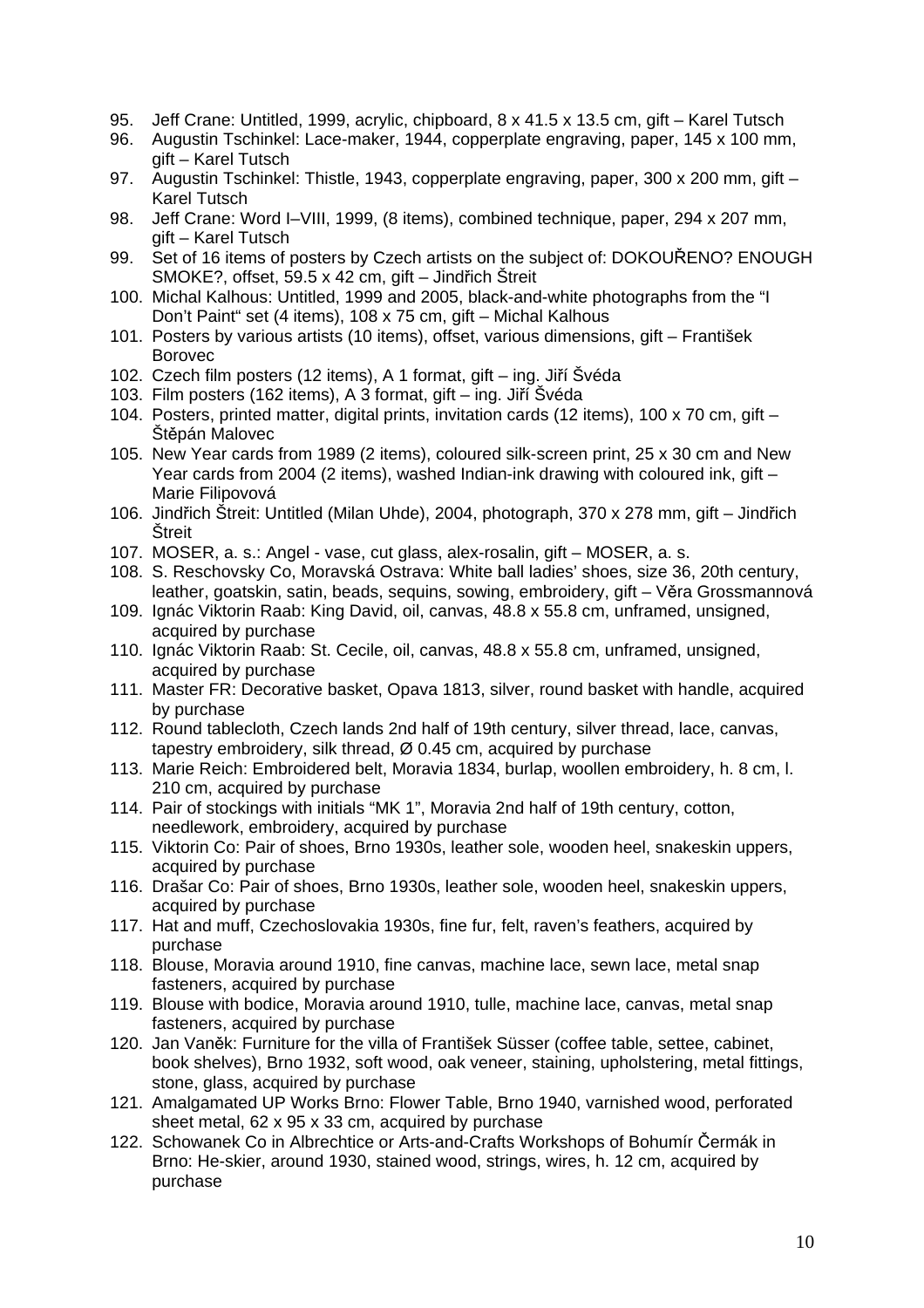95. Jeff Crane: Untitled, 1999, acrylic, chipboard, 8 x 41.5 x 13.5 cm, gift – Karel Tutsch
96. Augustin Tschinkel: Lace-maker, 1944, copperplate engraving, paper, 145 x 100 mm, gift – Karel Tutsch
97. Augustin Tschinkel: Thistle, 1943, copperplate engraving, paper, 300 x 200 mm, gift – Karel Tutsch
98. Jeff Crane: Word I–VIII, 1999, (8 items), combined technique, paper, 294 x 207 mm, gift – Karel Tutsch
99. Set of 16 items of posters by Czech artists on the subject of: DOKOUŘENO? ENOUGH SMOKE?, offset, 59.5 x 42 cm, gift – Jindřich Štreit
100. Michal Kalhous: Untitled, 1999 and 2005, black-and-white photographs from the "I Don't Paint" set (4 items), 108 x 75 cm, gift – Michal Kalhous
101. Posters by various artists (10 items), offset, various dimensions, gift – František Borovec
102. Czech film posters (12 items), A 1 format, gift – ing. Jiří Švéda
103. Film posters (162 items), A 3 format, gift – ing. Jiří Švéda
104. Posters, printed matter, digital prints, invitation cards (12 items), 100 x 70 cm, gift – Štěpán Malovec
105. New Year cards from 1989 (2 items), coloured silk-screen print, 25 x 30 cm and New Year cards from 2004 (2 items), washed Indian-ink drawing with coloured ink, gift – Marie Filipovová
106. Jindřich Štreit: Untitled (Milan Uhde), 2004, photograph, 370 x 278 mm, gift – Jindřich Štreit
107. MOSER, a. s.: Angel - vase, cut glass, alex-rosalin, gift – MOSER, a. s.
108. S. Reschovsky Co, Moravská Ostrava: White ball ladies' shoes, size 36, 20th century, leather, goatskin, satin, beads, sequins, sowing, embroidery, gift – Věra Grossmannová
109. Ignác Viktorin Raab: King David, oil, canvas, 48.8 x 55.8 cm, unframed, unsigned, acquired by purchase
110. Ignác Viktorin Raab: St. Cecile, oil, canvas, 48.8 x 55.8 cm, unframed, unsigned, acquired by purchase
111. Master FR: Decorative basket, Opava 1813, silver, round basket with handle, acquired by purchase
112. Round tablecloth, Czech lands 2nd half of 19th century, silver thread, lace, canvas, tapestry embroidery, silk thread, Ø 0.45 cm, acquired by purchase
113. Marie Reich: Embroidered belt, Moravia 1834, burlap, woollen embroidery, h. 8 cm, l. 210 cm, acquired by purchase
114. Pair of stockings with initials "MK 1", Moravia 2nd half of 19th century, cotton, needlework, embroidery, acquired by purchase
115. Viktorin Co: Pair of shoes, Brno 1930s, leather sole, wooden heel, snakeskin uppers, acquired by purchase
116. Drašar Co: Pair of shoes, Brno 1930s, leather sole, wooden heel, snakeskin uppers, acquired by purchase
117. Hat and muff, Czechoslovakia 1930s, fine fur, felt, raven's feathers, acquired by purchase
118. Blouse, Moravia around 1910, fine canvas, machine lace, sewn lace, metal snap fasteners, acquired by purchase
119. Blouse with bodice, Moravia around 1910, tulle, machine lace, canvas, metal snap fasteners, acquired by purchase
120. Jan Vaněk: Furniture for the villa of František Süsser (coffee table, settee, cabinet, book shelves), Brno 1932, soft wood, oak veneer, staining, upholstering, metal fittings, stone, glass, acquired by purchase
121. Amalgamated UP Works Brno: Flower Table, Brno 1940, varnished wood, perforated sheet metal, 62 x 95 x 33 cm, acquired by purchase
122. Schowanek Co in Albrechtice or Arts-and-Crafts Workshops of Bohumír Čermák in Brno: He-skier, around 1930, stained wood, strings, wires, h. 12 cm, acquired by purchase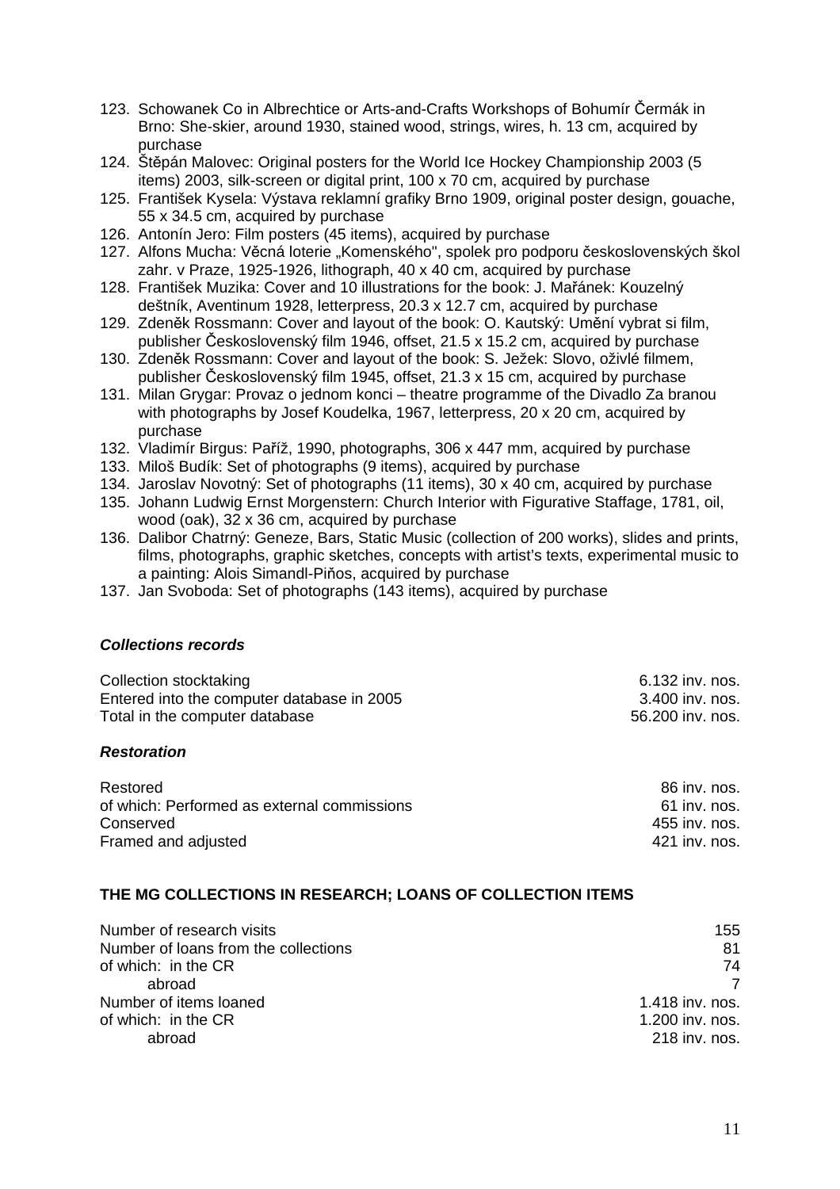123. Schowanek Co in Albrechtice or Arts-and-Crafts Workshops of Bohumír Čermák in Brno: She-skier, around 1930, stained wood, strings, wires, h. 13 cm, acquired by purchase
124. Štěpán Malovec: Original posters for the World Ice Hockey Championship 2003 (5 items) 2003, silk-screen or digital print, 100 x 70 cm, acquired by purchase
125. František Kysela: Výstava reklamní grafiky Brno 1909, original poster design, gouache, 55 x 34.5 cm, acquired by purchase
126. Antonín Jero: Film posters (45 items), acquired by purchase
127. Alfons Mucha: Věcná loterie „Komenského", spolek pro podporu československých škol zahr. v Praze, 1925-1926, lithograph, 40 x 40 cm, acquired by purchase
128. František Muzika: Cover and 10 illustrations for the book: J. Mařánek: Kouzelný deštník, Aventinum 1928, letterpress, 20.3 x 12.7 cm, acquired by purchase
129. Zdeněk Rossmann: Cover and layout of the book: O. Kautský: Umění vybrat si film, publisher Československý film 1946, offset, 21.5 x 15.2 cm, acquired by purchase
130. Zdeněk Rossmann: Cover and layout of the book: S. Ježek: Slovo, oživlé filmem, publisher Československý film 1945, offset, 21.3 x 15 cm, acquired by purchase
131. Milan Grygar: Provaz o jednom konci – theatre programme of the Divadlo Za branou with photographs by Josef Koudelka, 1967, letterpress, 20 x 20 cm, acquired by purchase
132. Vladimír Birgus: Paříž, 1990, photographs, 306 x 447 mm, acquired by purchase
133. Miloš Budík: Set of photographs (9 items), acquired by purchase
134. Jaroslav Novotný: Set of photographs (11 items), 30 x 40 cm, acquired by purchase
135. Johann Ludwig Ernst Morgenstern: Church Interior with Figurative Staffage, 1781, oil, wood (oak), 32 x 36 cm, acquired by purchase
136. Dalibor Chatrný: Geneze, Bars, Static Music (collection of 200 works), slides and prints, films, photographs, graphic sketches, concepts with artist's texts, experimental music to a painting: Alois Simandl-Piňos, acquired by purchase
137. Jan Svoboda: Set of photographs (143 items), acquired by purchase

***Collections records***

| | |
|---|---|
| Collection stocktaking | 6.132 inv. nos. |
| Entered into the computer database in 2005 | 3.400 inv. nos. |
| Total in the computer database | 56.200 inv. nos. |

***Restoration***

| | |
|---|---|
| Restored | 86 inv. nos. |
| of which: Performed as external commissions | 61 inv. nos. |
| Conserved | 455 inv. nos. |
| Framed and adjusted | 421 inv. nos. |

**THE MG COLLECTIONS IN RESEARCH; LOANS OF COLLECTION ITEMS**

| | |
|---|---|
| Number of research visits | 155 |
| Number of loans from the collections | 81 |
| of which: in the CR | 74 |
| abroad | 7 |
| Number of items loaned | 1.418 inv. nos. |
| of which: in the CR | 1.200 inv. nos. |
| abroad | 218 inv. nos. |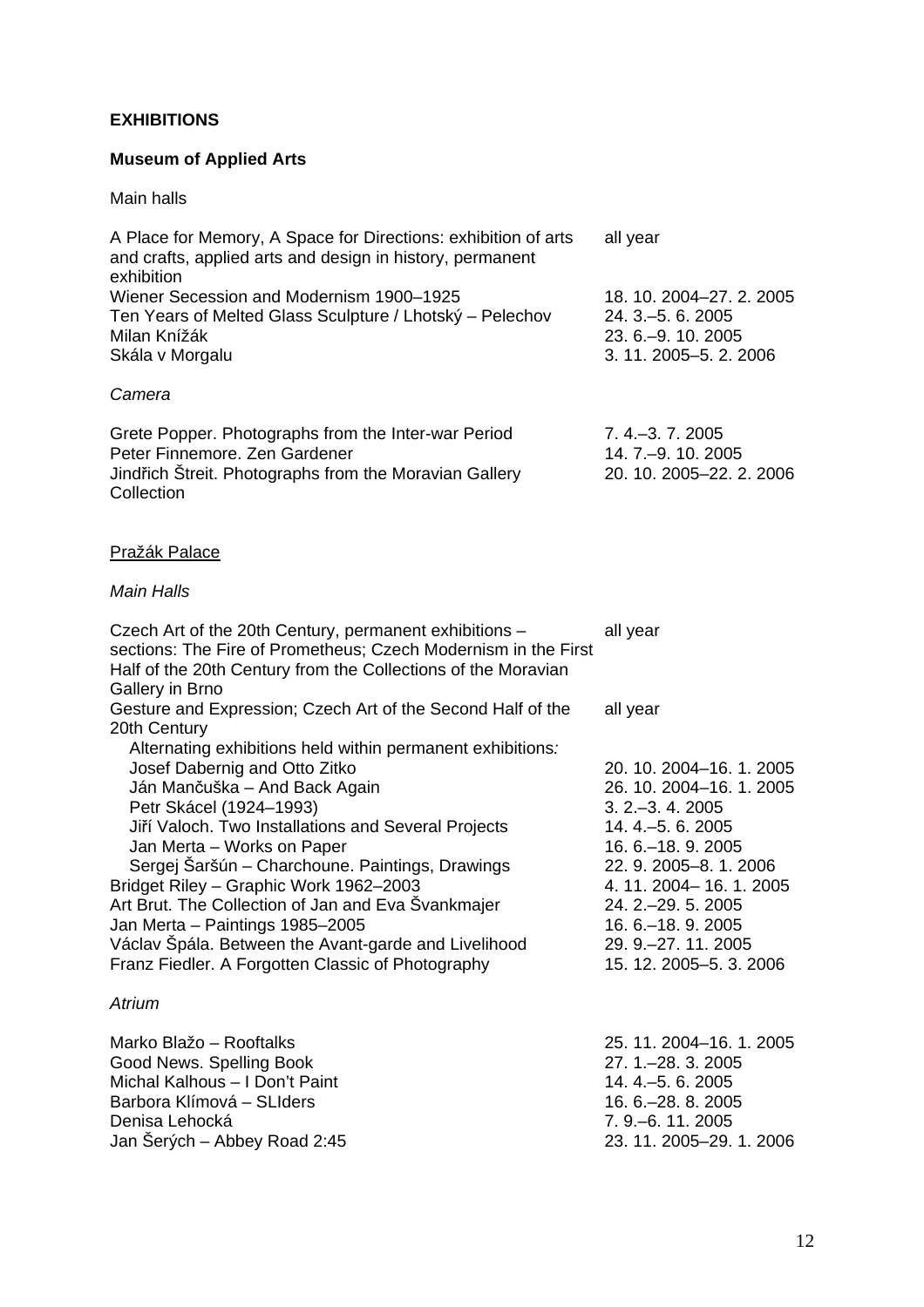**EXHIBITIONS**

**Museum of Applied Arts**

Main halls

| | |
|---|---|
| A Place for Memory, A Space for Directions: exhibition of arts and crafts, applied arts and design in history, permanent exhibition | all year |
| Wiener Secession and Modernism 1900–1925 | 18. 10. 2004–27. 2. 2005 |
| Ten Years of Melted Glass Sculpture / Lhotský – Pelechov | 24. 3.–5. 6. 2005 |
| Milan Knížák | 23. 6.–9. 10. 2005 |
| Skála v Morgalu | 3. 11. 2005–5. 2. 2006 |

*Camera*

| | |
|---|---|
| Grete Popper. Photographs from the Inter-war Period | 7. 4.–3. 7. 2005 |
| Peter Finnemore. Zen Gardener | 14. 7.–9. 10. 2005 |
| Jindřich Štreit. Photographs from the Moravian Gallery Collection | 20. 10. 2005–22. 2. 2006 |

Pražák Palace

*Main Halls*

| | |
|---|---|
| Czech Art of the 20th Century, permanent exhibitions – sections: The Fire of Prometheus; Czech Modernism in the First Half of the 20th Century from the Collections of the Moravian Gallery in Brno | all year |
| Gesture and Expression; Czech Art of the Second Half of the 20th Century | all year |
| Alternating exhibitions held within permanent exhibitions*:* | |
| Josef Dabernig and Otto Zitko | 20. 10. 2004–16. 1. 2005 |
| Ján Mančuška – And Back Again | 26. 10. 2004–16. 1. 2005 |
| Petr Skácel (1924–1993) | 3. 2.–3. 4. 2005 |
| Jiří Valoch. Two Installations and Several Projects | 14. 4.–5. 6. 2005 |
| Jan Merta – Works on Paper | 16. 6.–18. 9. 2005 |
| Sergej Šaršún – Charchoune. Paintings, Drawings | 22. 9. 2005–8. 1. 2006 |
| Bridget Riley – Graphic Work 1962–2003 | 4. 11. 2004– 16. 1. 2005 |
| Art Brut. The Collection of Jan and Eva Švankmajer | 24. 2.–29. 5. 2005 |
| Jan Merta – Paintings 1985–2005 | 16. 6.–18. 9. 2005 |
| Václav Špála. Between the Avant-garde and Livelihood | 29. 9.–27. 11. 2005 |
| Franz Fiedler. A Forgotten Classic of Photography | 15. 12. 2005–5. 3. 2006 |

*Atrium*

| | |
|---|---|
| Marko Blažo – Rooftalks | 25. 11. 2004–16. 1. 2005 |
| Good News. Spelling Book | 27. 1.–28. 3. 2005 |
| Michal Kalhous – I Don't Paint | 14. 4.–5. 6. 2005 |
| Barbora Klímová – SLIders | 16. 6.–28. 8. 2005 |
| Denisa Lehocká | 7. 9.–6. 11. 2005 |
| Jan Šerých – Abbey Road 2:45 | 23. 11. 2005–29. 1. 2006 |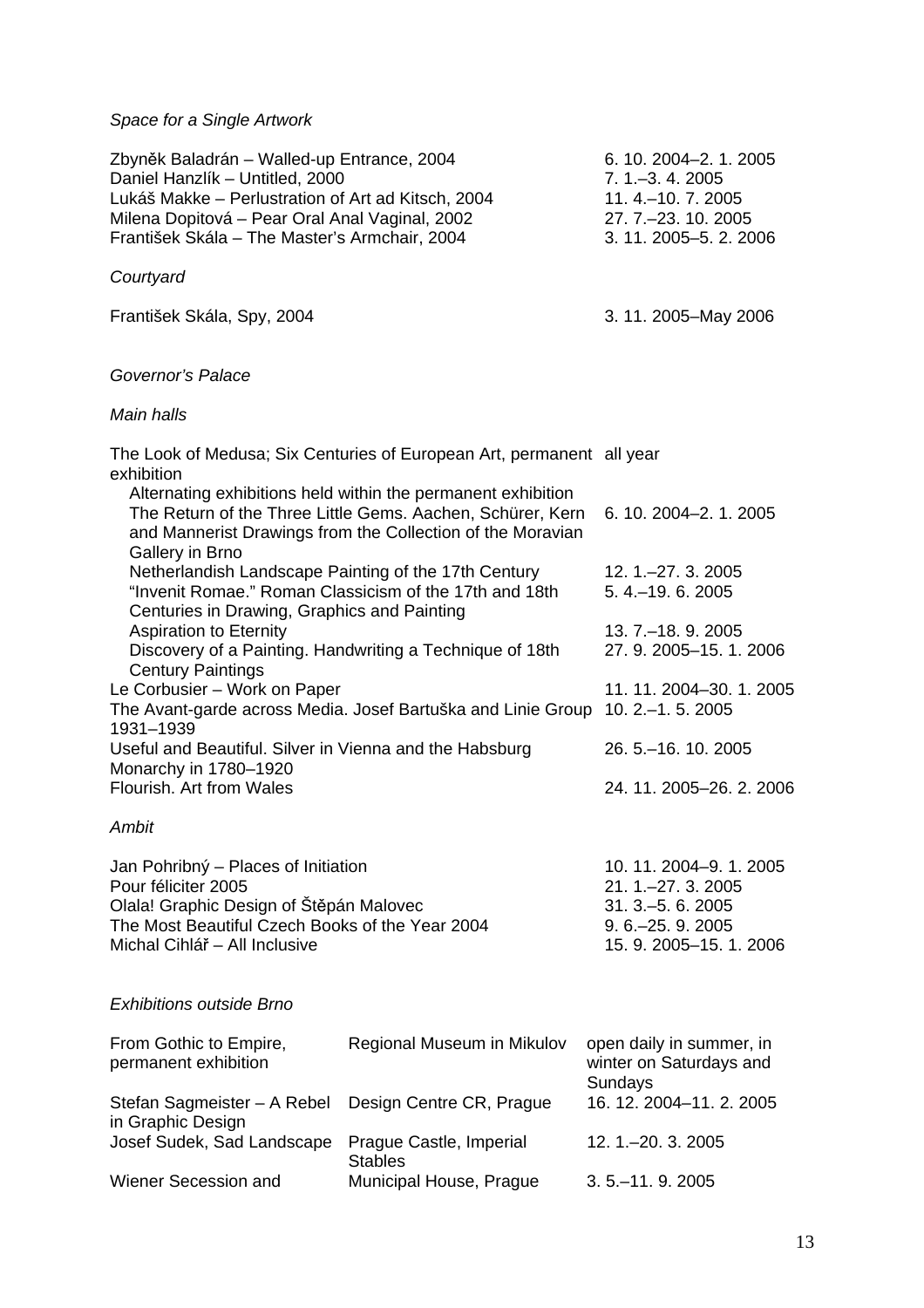*Space for a Single Artwork*

| | |
|---|---|
| Zbyněk Baladrán – Walled-up Entrance, 2004 | 6. 10. 2004–2. 1. 2005 |
| Daniel Hanzlík – Untitled, 2000 | 7. 1.–3. 4. 2005 |
| Lukáš Makke – Perlustration of Art ad Kitsch, 2004 | 11. 4.–10. 7. 2005 |
| Milena Dopitová – Pear Oral Anal Vaginal, 2002 | 27. 7.–23. 10. 2005 |
| František Skála – The Master's Armchair, 2004 | 3. 11. 2005–5. 2. 2006 |

*Courtyard*

| | |
|---|---|
| František Skála, Spy, 2004 | 3. 11. 2005–May 2006 |

*Governor's Palace*

*Main halls*

| | |
|---|---|
| The Look of Medusa; Six Centuries of European Art, permanent exhibition | all year |
| Alternating exhibitions held within the permanent exhibition | |
| The Return of the Three Little Gems. Aachen, Schürer, Kern and Mannerist Drawings from the Collection of the Moravian Gallery in Brno | 6. 10. 2004–2. 1. 2005 |
| Netherlandish Landscape Painting of the 17th Century | 12. 1.–27. 3. 2005 |
| "Invenit Romae." Roman Classicism of the 17th and 18th Centuries in Drawing, Graphics and Painting | 5. 4.–19. 6. 2005 |
| Aspiration to Eternity | 13. 7.–18. 9. 2005 |
| Discovery of a Painting. Handwriting a Technique of 18th Century Paintings | 27. 9. 2005–15. 1. 2006 |
| Le Corbusier – Work on Paper | 11. 11. 2004–30. 1. 2005 |
| The Avant-garde across Media. Josef Bartuška and Linie Group 1931–1939 | 10. 2.–1. 5. 2005 |
| Useful and Beautiful. Silver in Vienna and the Habsburg Monarchy in 1780–1920 | 26. 5.–16. 10. 2005 |
| Flourish. Art from Wales | 24. 11. 2005–26. 2. 2006 |

*Ambit*

| | |
|---|---|
| Jan Pohribný – Places of Initiation | 10. 11. 2004–9. 1. 2005 |
| Pour féliciter 2005 | 21. 1.–27. 3. 2005 |
| Olala! Graphic Design of Štěpán Malovec | 31. 3.–5. 6. 2005 |
| The Most Beautiful Czech Books of the Year 2004 | 9. 6.–25. 9. 2005 |
| Michal Cihlář – All Inclusive | 15. 9. 2005–15. 1. 2006 |

*Exhibitions outside Brno*

| | | |
|---|---|---|
| From Gothic to Empire, permanent exhibition | Regional Museum in Mikulov | open daily in summer, in winter on Saturdays and Sundays |
| Stefan Sagmeister – A Rebel in Graphic Design | Design Centre CR, Prague | 16. 12. 2004–11. 2. 2005 |
| Josef Sudek, Sad Landscape | Prague Castle, Imperial Stables | 12. 1.–20. 3. 2005 |
| Wiener Secession and | Municipal House, Prague | 3. 5.–11. 9. 2005 |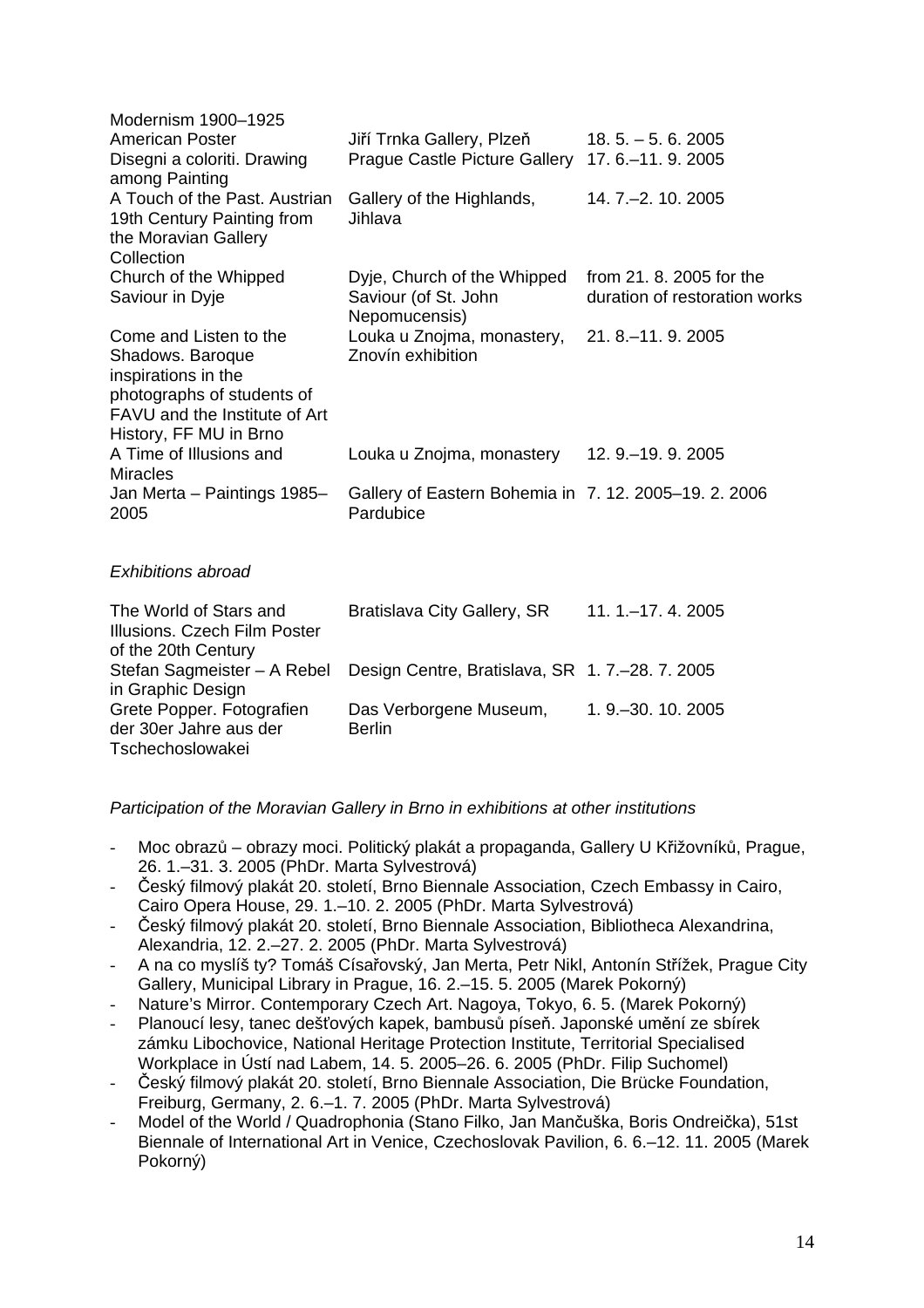| | | |
|---|---|---|
| Modernism 1900–1925 American Poster | Jiří Trnka Gallery, Plzeň | 18. 5. – 5. 6. 2005 |
| Disegni a coloriti. Drawing among Painting | Prague Castle Picture Gallery | 17. 6.–11. 9. 2005 |
| A Touch of the Past. Austrian 19th Century Painting from the Moravian Gallery Collection | Gallery of the Highlands, Jihlava | 14. 7.–2. 10. 2005 |
| Church of the Whipped Saviour in Dyje | Dyje, Church of the Whipped Saviour (of St. John Nepomucensis) | from 21. 8. 2005 for the duration of restoration works |
| Come and Listen to the Shadows. Baroque inspirations in the photographs of students of FAVU and the Institute of Art History, FF MU in Brno | Louka u Znojma, monastery, Znovín exhibition | 21. 8.–11. 9. 2005 |
| A Time of Illusions and Miracles | Louka u Znojma, monastery | 12. 9.–19. 9. 2005 |
| Jan Merta – Paintings 1985–2005 | Gallery of Eastern Bohemia in Pardubice | 7. 12. 2005–19. 2. 2006 |

*Exhibitions abroad*

| | | |
|---|---|---|
| The World of Stars and Illusions. Czech Film Poster of the 20th Century | Bratislava City Gallery, SR | 11. 1.–17. 4. 2005 |
| Stefan Sagmeister – A Rebel in Graphic Design | Design Centre, Bratislava, SR | 1. 7.–28. 7. 2005 |
| Grete Popper. Fotografien der 30er Jahre aus der Tschechoslowakei | Das Verborgene Museum, Berlin | 1. 9.–30. 10. 2005 |

*Participation of the Moravian Gallery in Brno in exhibitions at other institutions*

- Moc obrazů – obrazy moci. Politický plakát a propaganda, Gallery U Křižovníků, Prague, 26. 1.–31. 3. 2005 (PhDr. Marta Sylvestrová)
- Český filmový plakát 20. století, Brno Biennale Association, Czech Embassy in Cairo, Cairo Opera House, 29. 1.–10. 2. 2005 (PhDr. Marta Sylvestrová)
- Český filmový plakát 20. století, Brno Biennale Association, Bibliotheca Alexandrina, Alexandria, 12. 2.–27. 2. 2005 (PhDr. Marta Sylvestrová)
- A na co myslíš ty? Tomáš Císařovský, Jan Merta, Petr Nikl, Antonín Střížek, Prague City Gallery, Municipal Library in Prague, 16. 2.–15. 5. 2005 (Marek Pokorný)
- Nature's Mirror. Contemporary Czech Art. Nagoya, Tokyo, 6. 5. (Marek Pokorný)
- Planoucí lesy, tanec dešťových kapek, bambusů píseň. Japonské umění ze sbírek zámku Libochovice, National Heritage Protection Institute, Territorial Specialised Workplace in Ústí nad Labem, 14. 5. 2005–26. 6. 2005 (PhDr. Filip Suchomel)
- Český filmový plakát 20. století, Brno Biennale Association, Die Brücke Foundation, Freiburg, Germany, 2. 6.–1. 7. 2005 (PhDr. Marta Sylvestrová)
- Model of the World / Quadrophonia (Stano Filko, Jan Mančuška, Boris Ondreička), 51st Biennale of International Art in Venice, Czechoslovak Pavilion, 6. 6.–12. 11. 2005 (Marek Pokorný)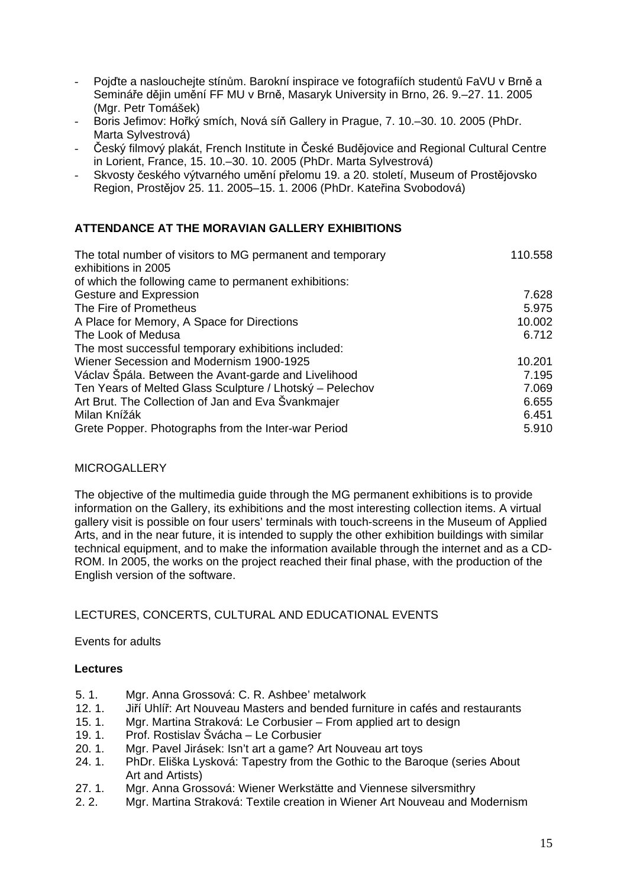- Pojďte a naslouchejte stínům. Barokní inspirace ve fotografiích studentů FaVU v Brně a Semináře dějin umění FF MU v Brně, Masaryk University in Brno, 26. 9.–27. 11. 2005 (Mgr. Petr Tomášek)
- Boris Jefimov: Hořký smích, Nová síň Gallery in Prague, 7. 10.–30. 10. 2005 (PhDr. Marta Sylvestrová)
- Český filmový plakát, French Institute in České Budějovice and Regional Cultural Centre in Lorient, France, 15. 10.–30. 10. 2005 (PhDr. Marta Sylvestrová)
- Skvosty českého výtvarného umění přelomu 19. a 20. století, Museum of Prostějovsko Region, Prostějov 25. 11. 2005–15. 1. 2006 (PhDr. Kateřina Svobodová)

## ATTENDANCE AT THE MORAVIAN GALLERY EXHIBITIONS

| | |
|---|---|
| The total number of visitors to MG permanent and temporary exhibitions in 2005 | 110.558 |
| of which the following came to permanent exhibitions: | |
| Gesture and Expression | 7.628 |
| The Fire of Prometheus | 5.975 |
| A Place for Memory, A Space for Directions | 10.002 |
| The Look of Medusa | 6.712 |
| The most successful temporary exhibitions included: | |
| Wiener Secession and Modernism 1900-1925 | 10.201 |
| Václav Špála. Between the Avant-garde and Livelihood | 7.195 |
| Ten Years of Melted Glass Sculpture / Lhotský – Pelechov | 7.069 |
| Art Brut. The Collection of Jan and Eva Švankmajer | 6.655 |
| Milan Knížák | 6.451 |
| Grete Popper. Photographs from the Inter-war Period | 5.910 |

## MICROGALLERY

The objective of the multimedia guide through the MG permanent exhibitions is to provide information on the Gallery, its exhibitions and the most interesting collection items. A virtual gallery visit is possible on four users' terminals with touch-screens in the Museum of Applied Arts, and in the near future, it is intended to supply the other exhibition buildings with similar technical equipment, and to make the information available through the internet and as a CD-ROM. In 2005, the works on the project reached their final phase, with the production of the English version of the software.

## LECTURES, CONCERTS, CULTURAL AND EDUCATIONAL EVENTS

Events for adults

**Lectures**

| | |
|---|---|
| 5. 1. | Mgr. Anna Grossová: C. R. Ashbee' metalwork |
| 12. 1. | Jiří Uhlíř: Art Nouveau Masters and bended furniture in cafés and restaurants |
| 15. 1. | Mgr. Martina Straková: Le Corbusier – From applied art to design |
| 19. 1. | Prof. Rostislav Švácha – Le Corbusier |
| 20. 1. | Mgr. Pavel Jirásek: Isn't art a game? Art Nouveau art toys |
| 24. 1. | PhDr. Eliška Lysková: Tapestry from the Gothic to the Baroque (series About Art and Artists) |
| 27. 1. | Mgr. Anna Grossová: Wiener Werkstätte and Viennese silversmithry |
| 2. 2. | Mgr. Martina Straková: Textile creation in Wiener Art Nouveau and Modernism |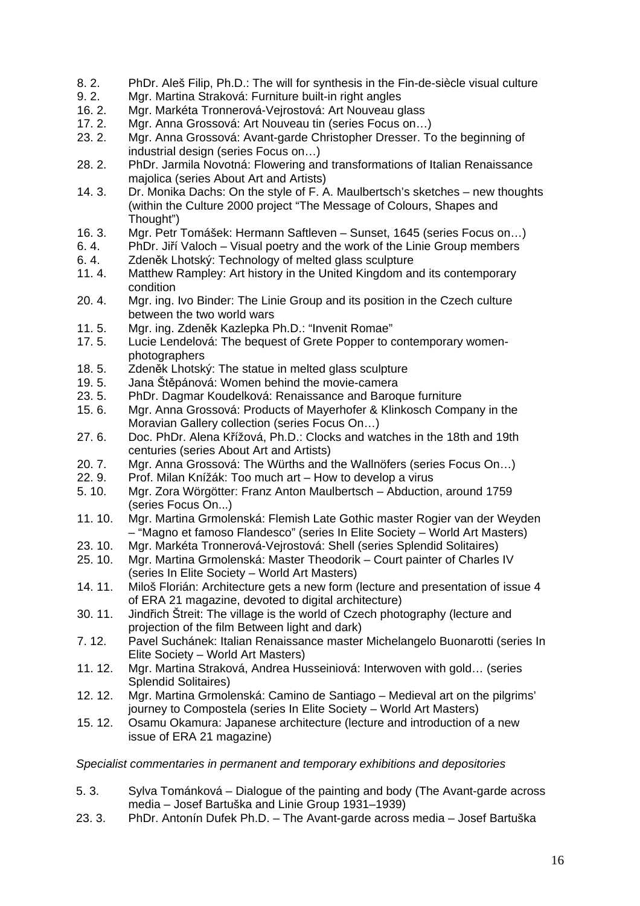8. 2. PhDr. Aleš Filip, Ph.D.: The will for synthesis in the Fin-de-siècle visual culture
9. 2. Mgr. Martina Straková: Furniture built-in right angles
16. 2. Mgr. Markéta Tronnerová-Vejrostová: Art Nouveau glass
17. 2. Mgr. Anna Grossová: Art Nouveau tin (series Focus on…)
23. 2. Mgr. Anna Grossová: Avant-garde Christopher Dresser. To the beginning of industrial design (series Focus on…)
28. 2. PhDr. Jarmila Novotná: Flowering and transformations of Italian Renaissance majolica (series About Art and Artists)
14. 3. Dr. Monika Dachs: On the style of F. A. Maulbertsch's sketches – new thoughts (within the Culture 2000 project "The Message of Colours, Shapes and Thought")
16. 3. Mgr. Petr Tomášek: Hermann Saftleven – Sunset, 1645 (series Focus on…)
6. 4. PhDr. Jiří Valoch – Visual poetry and the work of the Linie Group members
6. 4. Zdeněk Lhotský: Technology of melted glass sculpture
11. 4. Matthew Rampley: Art history in the United Kingdom and its contemporary condition
20. 4. Mgr. ing. Ivo Binder: The Linie Group and its position in the Czech culture between the two world wars
11. 5. Mgr. ing. Zdeněk Kazlepka Ph.D.: "Invenit Romae"
17. 5. Lucie Lendelová: The bequest of Grete Popper to contemporary women-photographers
18. 5. Zdeněk Lhotský: The statue in melted glass sculpture
19. 5. Jana Štěpánová: Women behind the movie-camera
23. 5. PhDr. Dagmar Koudelková: Renaissance and Baroque furniture
15. 6. Mgr. Anna Grossová: Products of Mayerhofer & Klinkosch Company in the Moravian Gallery collection (series Focus On…)
27. 6. Doc. PhDr. Alena Křížová, Ph.D.: Clocks and watches in the 18th and 19th centuries (series About Art and Artists)
20. 7. Mgr. Anna Grossová: The Würths and the Wallnöfers (series Focus On…)
22. 9. Prof. Milan Knížák: Too much art – How to develop a virus
5. 10. Mgr. Zora Wörgötter: Franz Anton Maulbertsch – Abduction, around 1759 (series Focus On...)
11. 10. Mgr. Martina Grmolenská: Flemish Late Gothic master Rogier van der Weyden – "Magno et famoso Flandesco" (series In Elite Society – World Art Masters)
23. 10. Mgr. Markéta Tronnerová-Vejrostová: Shell (series Splendid Solitaires)
25. 10. Mgr. Martina Grmolenská: Master Theodorik – Court painter of Charles IV (series In Elite Society – World Art Masters)
14. 11. Miloš Florián: Architecture gets a new form (lecture and presentation of issue 4 of ERA 21 magazine, devoted to digital architecture)
30. 11. Jindřich Štreit: The village is the world of Czech photography (lecture and projection of the film Between light and dark)
7. 12. Pavel Suchánek: Italian Renaissance master Michelangelo Buonarotti (series In Elite Society – World Art Masters)
11. 12. Mgr. Martina Straková, Andrea Husseiniová: Interwoven with gold… (series Splendid Solitaires)
12. 12. Mgr. Martina Grmolenská: Camino de Santiago – Medieval art on the pilgrims' journey to Compostela (series In Elite Society – World Art Masters)
15. 12. Osamu Okamura: Japanese architecture (lecture and introduction of a new issue of ERA 21 magazine)

*Specialist commentaries in permanent and temporary exhibitions and depositories*

5. 3. Sylva Tománková – Dialogue of the painting and body (The Avant-garde across media – Josef Bartuška and Linie Group 1931–1939)
23. 3. PhDr. Antonín Dufek Ph.D. – The Avant-garde across media – Josef Bartuška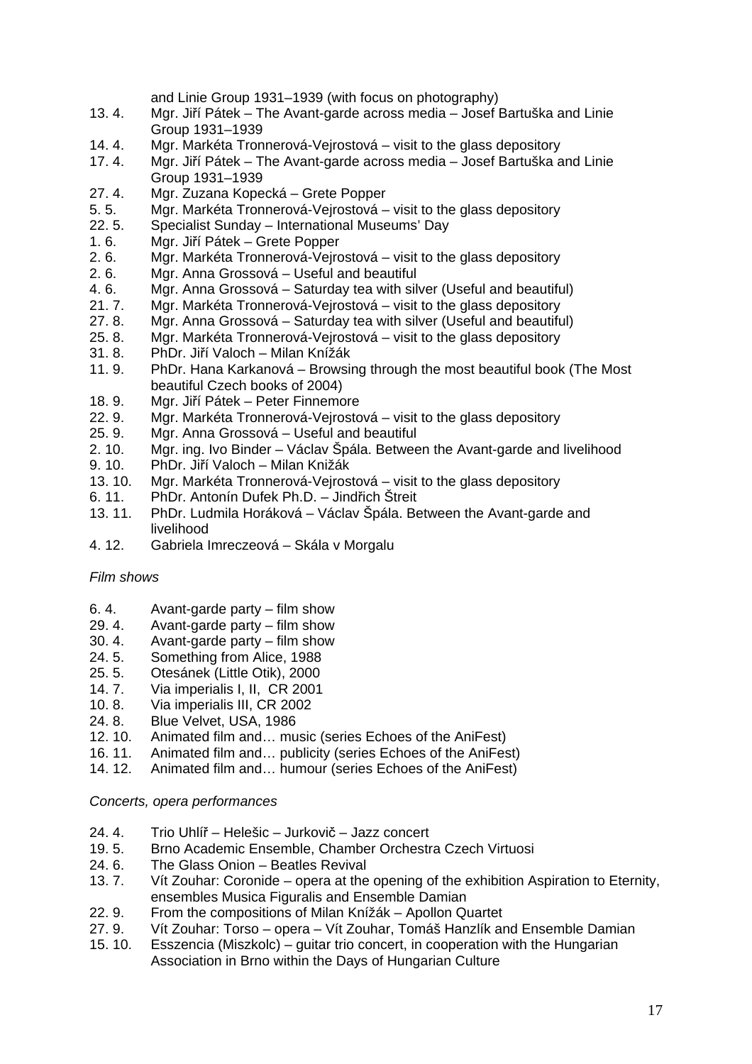and Linie Group 1931–1939 (with focus on photography)

13. 4. Mgr. Jiří Pátek – The Avant-garde across media – Josef Bartuška and Linie Group 1931–1939
14. 4. Mgr. Markéta Tronnerová-Vejrostová – visit to the glass depository
17. 4. Mgr. Jiří Pátek – The Avant-garde across media – Josef Bartuška and Linie Group 1931–1939
27. 4. Mgr. Zuzana Kopecká – Grete Popper
5. 5. Mgr. Markéta Tronnerová-Vejrostová – visit to the glass depository
22. 5. Specialist Sunday – International Museums' Day
1. 6. Mgr. Jiří Pátek – Grete Popper
2. 6. Mgr. Markéta Tronnerová-Vejrostová – visit to the glass depository
2. 6. Mgr. Anna Grossová – Useful and beautiful
4. 6. Mgr. Anna Grossová – Saturday tea with silver (Useful and beautiful)
21. 7. Mgr. Markéta Tronnerová-Vejrostová – visit to the glass depository
27. 8. Mgr. Anna Grossová – Saturday tea with silver (Useful and beautiful)
25. 8. Mgr. Markéta Tronnerová-Vejrostová – visit to the glass depository
31. 8. PhDr. Jiří Valoch – Milan Knížák
11. 9. PhDr. Hana Karkanová – Browsing through the most beautiful book (The Most beautiful Czech books of 2004)
18. 9. Mgr. Jiří Pátek – Peter Finnemore
22. 9. Mgr. Markéta Tronnerová-Vejrostová – visit to the glass depository
25. 9. Mgr. Anna Grossová – Useful and beautiful
2. 10. Mgr. ing. Ivo Binder – Václav Špála. Between the Avant-garde and livelihood
9. 10. PhDr. Jiří Valoch – Milan Knižák
13. 10. Mgr. Markéta Tronnerová-Vejrostová – visit to the glass depository
6. 11. PhDr. Antonín Dufek Ph.D. – Jindřich Štreit
13. 11. PhDr. Ludmila Horáková – Václav Špála. Between the Avant-garde and livelihood
4. 12. Gabriela Imreczeová – Skála v Morgalu

*Film shows*

6. 4. Avant-garde party – film show
29. 4. Avant-garde party – film show
30. 4. Avant-garde party – film show
24. 5. Something from Alice, 1988
25. 5. Otesánek (Little Otik), 2000
14. 7. Via imperialis I, II, CR 2001
10. 8. Via imperialis III, CR 2002
24. 8. Blue Velvet, USA, 1986
12. 10. Animated film and… music (series Echoes of the AniFest)
16. 11. Animated film and… publicity (series Echoes of the AniFest)
14. 12. Animated film and… humour (series Echoes of the AniFest)

*Concerts, opera performances*

24. 4. Trio Uhlíř – Helešic – Jurkovič – Jazz concert
19. 5. Brno Academic Ensemble, Chamber Orchestra Czech Virtuosi
24. 6. The Glass Onion – Beatles Revival
13. 7. Vít Zouhar: Coronide – opera at the opening of the exhibition Aspiration to Eternity, ensembles Musica Figuralis and Ensemble Damian
22. 9. From the compositions of Milan Knížák – Apollon Quartet
27. 9. Vít Zouhar: Torso – opera – Vít Zouhar, Tomáš Hanzlík and Ensemble Damian
15. 10. Esszencia (Miszkolc) – guitar trio concert, in cooperation with the Hungarian Association in Brno within the Days of Hungarian Culture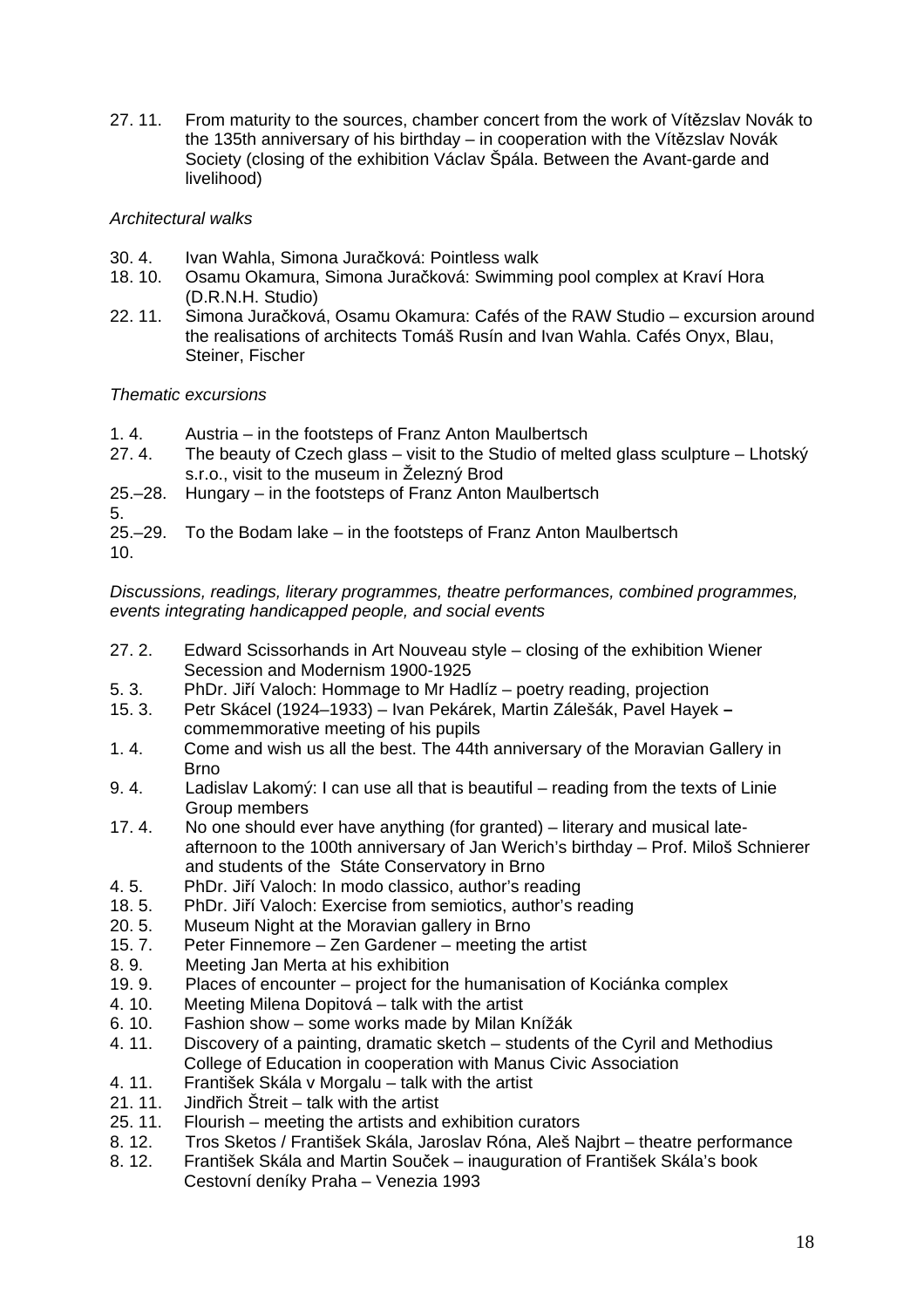27. 11. From maturity to the sources, chamber concert from the work of Vítězslav Novák to the 135th anniversary of his birthday – in cooperation with the Vítězslav Novák Society (closing of the exhibition Václav Špála. Between the Avant-garde and livelihood)

*Architectural walks*

30. 4. Ivan Wahla, Simona Juračková: Pointless walk
18. 10. Osamu Okamura, Simona Juračková: Swimming pool complex at Kraví Hora (D.R.N.H. Studio)
22. 11. Simona Juračková, Osamu Okamura: Cafés of the RAW Studio – excursion around the realisations of architects Tomáš Rusín and Ivan Wahla. Cafés Onyx, Blau, Steiner, Fischer

*Thematic excursions*

1. 4. Austria – in the footsteps of Franz Anton Maulbertsch
27. 4. The beauty of Czech glass – visit to the Studio of melted glass sculpture – Lhotský s.r.o., visit to the museum in Železný Brod
25.–28. 5. Hungary – in the footsteps of Franz Anton Maulbertsch
25.–29. 10. To the Bodam lake – in the footsteps of Franz Anton Maulbertsch

*Discussions, readings, literary programmes, theatre performances, combined programmes, events integrating handicapped people, and social events*

27. 2. Edward Scissorhands in Art Nouveau style – closing of the exhibition Wiener Secession and Modernism 1900-1925
5. 3. PhDr. Jiří Valoch: Hommage to Mr Hadlíz – poetry reading, projection
15. 3. Petr Skácel (1924–1933) – Ivan Pekárek, Martin Zálešák, Pavel Hayek – commemmorative meeting of his pupils
1. 4. Come and wish us all the best. The 44th anniversary of the Moravian Gallery in Brno
9. 4. Ladislav Lakomý: I can use all that is beautiful – reading from the texts of Linie Group members
17. 4. No one should ever have anything (for granted) – literary and musical late-afternoon to the 100th anniversary of Jan Werich's birthday – Prof. Miloš Schnierer and students of the Státe Conservatory in Brno
4. 5. PhDr. Jiří Valoch: In modo classico, author's reading
18. 5. PhDr. Jiří Valoch: Exercise from semiotics, author's reading
20. 5. Museum Night at the Moravian gallery in Brno
15. 7. Peter Finnemore – Zen Gardener – meeting the artist
8. 9. Meeting Jan Merta at his exhibition
19. 9. Places of encounter – project for the humanisation of Kociánka complex
4. 10. Meeting Milena Dopitová – talk with the artist
6. 10. Fashion show – some works made by Milan Knížák
4. 11. Discovery of a painting, dramatic sketch – students of the Cyril and Methodius College of Education in cooperation with Manus Civic Association
4. 11. František Skála v Morgalu – talk with the artist
21. 11. Jindřich Štreit – talk with the artist
25. 11. Flourish – meeting the artists and exhibition curators
8. 12. Tros Sketos / František Skála, Jaroslav Róna, Aleš Najbrt – theatre performance
8. 12. František Skála and Martin Souček – inauguration of František Skála's book Cestovní deníky Praha – Venezia 1993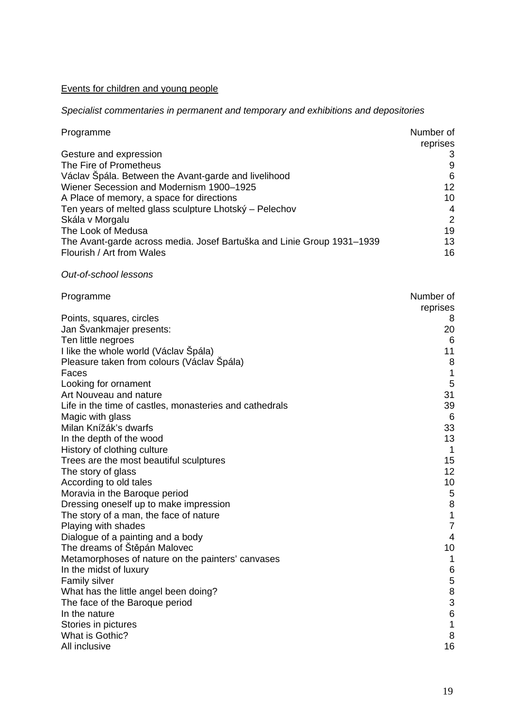Events for children and young people

*Specialist commentaries in permanent and temporary and exhibitions and depositories*

| Programme | Number of reprises |
| --- | --- |
| Gesture and expression | 3 |
| The Fire of Prometheus | 9 |
| Václav Špála. Between the Avant-garde and livelihood | 6 |
| Wiener Secession and Modernism 1900–1925 | 12 |
| A Place of memory, a space for directions | 10 |
| Ten years of melted glass sculpture Lhotský – Pelechov | 4 |
| Skála v Morgalu | 2 |
| The Look of Medusa | 19 |
| The Avant-garde across media. Josef Bartuška and Linie Group 1931–1939 | 13 |
| Flourish / Art from Wales | 16 |

*Out-of-school lessons*

| Programme | Number of reprises |
| --- | --- |
| Points, squares, circles | 8 |
| Jan Švankmajer presents: | 20 |
| Ten little negroes | 6 |
| I like the whole world (Václav Špála) | 11 |
| Pleasure taken from colours (Václav Špála) | 8 |
| Faces | 1 |
| Looking for ornament | 5 |
| Art Nouveau and nature | 31 |
| Life in the time of castles, monasteries and cathedrals | 39 |
| Magic with glass | 6 |
| Milan Knížák's dwarfs | 33 |
| In the depth of the wood | 13 |
| History of clothing culture | 1 |
| Trees are the most beautiful sculptures | 15 |
| The story of glass | 12 |
| According to old tales | 10 |
| Moravia in the Baroque period | 5 |
| Dressing oneself up to make impression | 8 |
| The story of a man, the face of nature | 1 |
| Playing with shades | 7 |
| Dialogue of a painting and a body | 4 |
| The dreams of Štěpán Malovec | 10 |
| Metamorphoses of nature on the painters' canvases | 1 |
| In the midst of luxury | 6 |
| Family silver | 5 |
| What has the little angel been doing? | 8 |
| The face of the Baroque period | 3 |
| In the nature | 6 |
| Stories in pictures | 1 |
| What is Gothic? | 8 |
| All inclusive | 16 |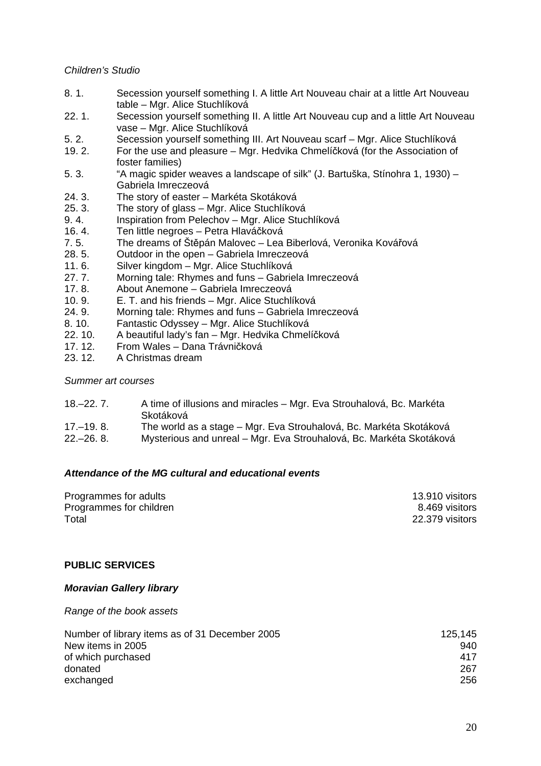*Children's Studio*

| | |
|---|---|
| 8. 1. | Secession yourself something I. A little Art Nouveau chair at a little Art Nouveau table – Mgr. Alice Stuchlíková |
| 22. 1. | Secession yourself something II. A little Art Nouveau cup and a little Art Nouveau vase – Mgr. Alice Stuchlíková |
| 5. 2. | Secession yourself something III. Art Nouveau scarf – Mgr. Alice Stuchlíková |
| 19. 2. | For the use and pleasure – Mgr. Hedvika Chmelíčková (for the Association of foster families) |
| 5. 3. | "A magic spider weaves a landscape of silk" (J. Bartuška, Stínohra 1, 1930) – Gabriela Imreczeová |
| 24. 3. | The story of easter – Markéta Skotáková |
| 25. 3. | The story of glass – Mgr. Alice Stuchlíková |
| 9. 4. | Inspiration from Pelechov – Mgr. Alice Stuchlíková |
| 16. 4. | Ten little negroes – Petra Hlaváčková |
| 7. 5. | The dreams of Štěpán Malovec – Lea Biberlová, Veronika Kovářová |
| 28. 5. | Outdoor in the open – Gabriela Imreczeová |
| 11. 6. | Silver kingdom – Mgr. Alice Stuchlíková |
| 27. 7. | Morning tale: Rhymes and funs – Gabriela Imreczeová |
| 17. 8. | About Anemone – Gabriela Imreczeová |
| 10. 9. | E. T. and his friends – Mgr. Alice Stuchlíková |
| 24. 9. | Morning tale: Rhymes and funs – Gabriela Imreczeová |
| 8. 10. | Fantastic Odyssey – Mgr. Alice Stuchlíková |
| 22. 10. | A beautiful lady's fan – Mgr. Hedvika Chmelíčková |
| 17. 12. | From Wales – Dana Trávničková |
| 23. 12. | A Christmas dream |

*Summer art courses*

| | |
|---|---|
| 18.–22. 7. | A time of illusions and miracles – Mgr. Eva Strouhalová, Bc. Markéta Skotáková |
| 17.–19. 8. | The world as a stage – Mgr. Eva Strouhalová, Bc. Markéta Skotáková |
| 22.–26. 8. | Mysterious and unreal – Mgr. Eva Strouhalová, Bc. Markéta Skotáková |

***Attendance of the MG cultural and educational events***

| | |
|---|---|
| Programmes for adults | 13.910 visitors |
| Programmes for children | 8.469 visitors |
| Total | 22.379 visitors |

**PUBLIC SERVICES**

***Moravian Gallery library***

*Range of the book assets*

| | |
|---|---|
| Number of library items as of 31 December 2005 | 125,145 |
| New items in 2005 | 940 |
| of which purchased | 417 |
| donated | 267 |
| exchanged | 256 |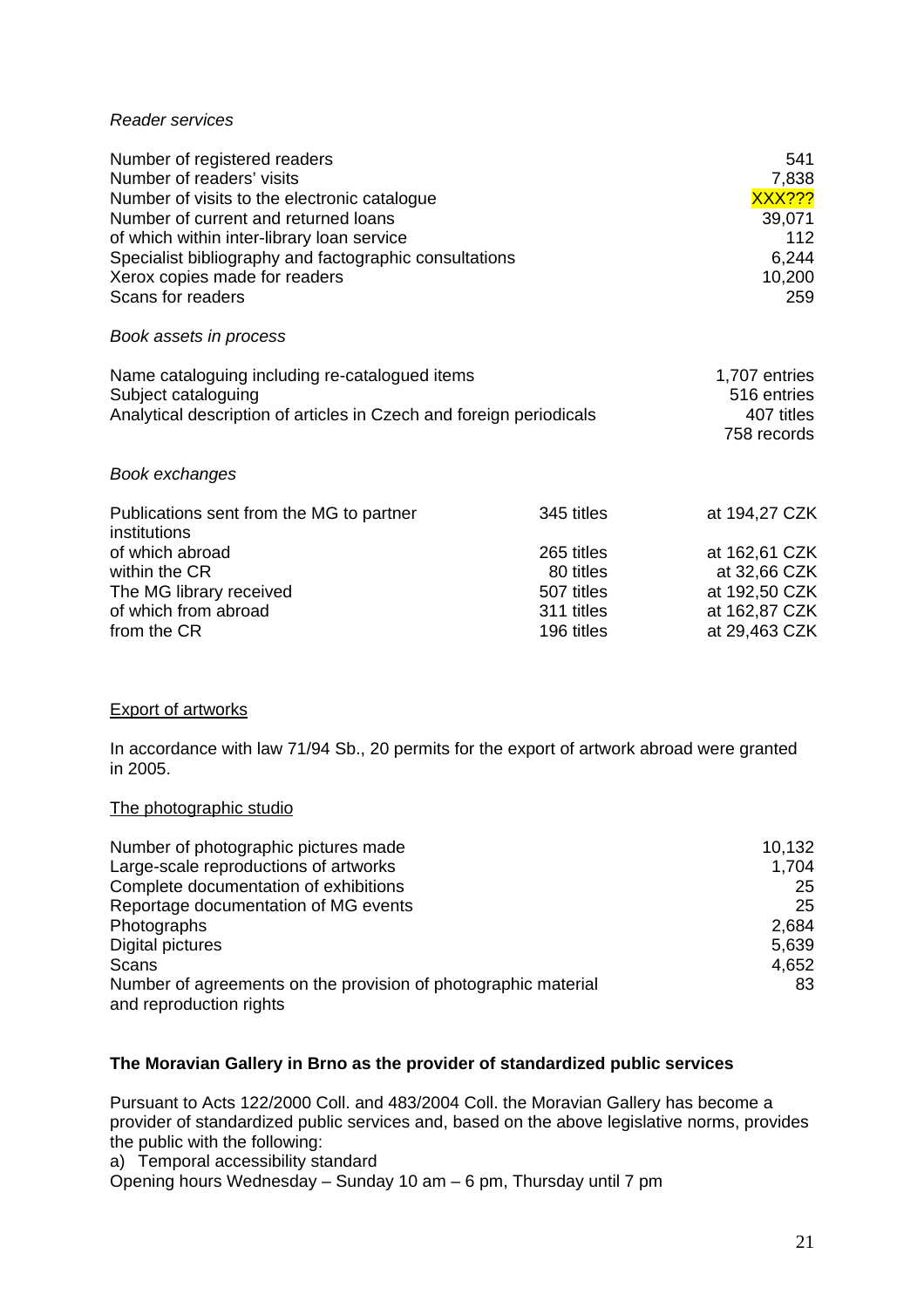*Reader services*

| | |
|---|---|
| Number of registered readers | 541 |
| Number of readers' visits | 7,838 |
| Number of visits to the electronic catalogue | XXX??? |
| Number of current and returned loans | 39,071 |
| of which within inter-library loan service | 112 |
| Specialist bibliography and factographic consultations | 6,244 |
| Xerox copies made for readers | 10,200 |
| Scans for readers | 259 |

*Book assets in process*

| | |
|---|---|
| Name cataloguing including re-catalogued items | 1,707 entries |
| Subject cataloguing | 516 entries |
| Analytical description of articles in Czech and foreign periodicals | 407 titles<br>758 records |

*Book exchanges*

| | | |
|---|---|---|
| Publications sent from the MG to partner institutions | 345 titles | at 194,27 CZK |
| of which abroad | 265 titles | at 162,61 CZK |
| within the CR | 80 titles | at 32,66 CZK |
| The MG library received | 507 titles | at 192,50 CZK |
| of which from abroad | 311 titles | at 162,87 CZK |
| from the CR | 196 titles | at 29,463 CZK |

<u>Export of artworks</u>

In accordance with law 71/94 Sb., 20 permits for the export of artwork abroad were granted in 2005.

<u>The photographic studio</u>

| | |
|---|---|
| Number of photographic pictures made | 10,132 |
| Large-scale reproductions of artworks | 1,704 |
| Complete documentation of exhibitions | 25 |
| Reportage documentation of MG events | 25 |
| Photographs | 2,684 |
| Digital pictures | 5,639 |
| Scans | 4,652 |
| Number of agreements on the provision of photographic material and reproduction rights | 83 |

**The Moravian Gallery in Brno as the provider of standardized public services**

Pursuant to Acts 122/2000 Coll. and 483/2004 Coll. the Moravian Gallery has become a provider of standardized public services and, based on the above legislative norms, provides the public with the following:

a) Temporal accessibility standard

Opening hours Wednesday – Sunday 10 am – 6 pm, Thursday until 7 pm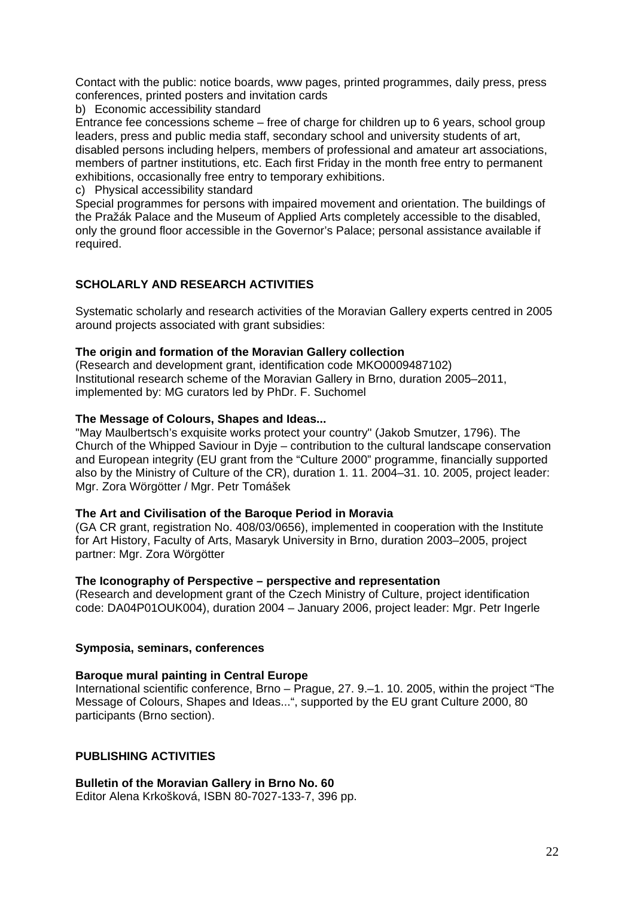Contact with the public: notice boards, www pages, printed programmes, daily press, press conferences, printed posters and invitation cards

b) Economic accessibility standard

Entrance fee concessions scheme – free of charge for children up to 6 years, school group leaders, press and public media staff, secondary school and university students of art, disabled persons including helpers, members of professional and amateur art associations, members of partner institutions, etc. Each first Friday in the month free entry to permanent exhibitions, occasionally free entry to temporary exhibitions.

c) Physical accessibility standard

Special programmes for persons with impaired movement and orientation. The buildings of the Pražák Palace and the Museum of Applied Arts completely accessible to the disabled, only the ground floor accessible in the Governor's Palace; personal assistance available if required.

## SCHOLARLY AND RESEARCH ACTIVITIES

Systematic scholarly and research activities of the Moravian Gallery experts centred in 2005 around projects associated with grant subsidies:

**The origin and formation of the Moravian Gallery collection**
(Research and development grant, identification code MKO0009487102)
Institutional research scheme of the Moravian Gallery in Brno, duration 2005–2011, implemented by: MG curators led by PhDr. F. Suchomel

**The Message of Colours, Shapes and Ideas...**
"May Maulbertsch's exquisite works protect your country" (Jakob Smutzer, 1796). The Church of the Whipped Saviour in Dyje – contribution to the cultural landscape conservation and European integrity (EU grant from the "Culture 2000" programme, financially supported also by the Ministry of Culture of the CR), duration 1. 11. 2004–31. 10. 2005, project leader: Mgr. Zora Wörgötter / Mgr. Petr Tomášek

**The Art and Civilisation of the Baroque Period in Moravia**
(GA CR grant, registration No. 408/03/0656), implemented in cooperation with the Institute for Art History, Faculty of Arts, Masaryk University in Brno, duration 2003–2005, project partner: Mgr. Zora Wörgötter

**The Iconography of Perspective – perspective and representation**
(Research and development grant of the Czech Ministry of Culture, project identification code: DA04P01OUK004), duration 2004 – January 2006, project leader: Mgr. Petr Ingerle

### Symposia, seminars, conferences

**Baroque mural painting in Central Europe**
International scientific conference, Brno – Prague, 27. 9.–1. 10. 2005, within the project "The Message of Colours, Shapes and Ideas...", supported by the EU grant Culture 2000, 80 participants (Brno section).

## PUBLISHING ACTIVITIES

**Bulletin of the Moravian Gallery in Brno No. 60**
Editor Alena Krkošková, ISBN 80-7027-133-7, 396 pp.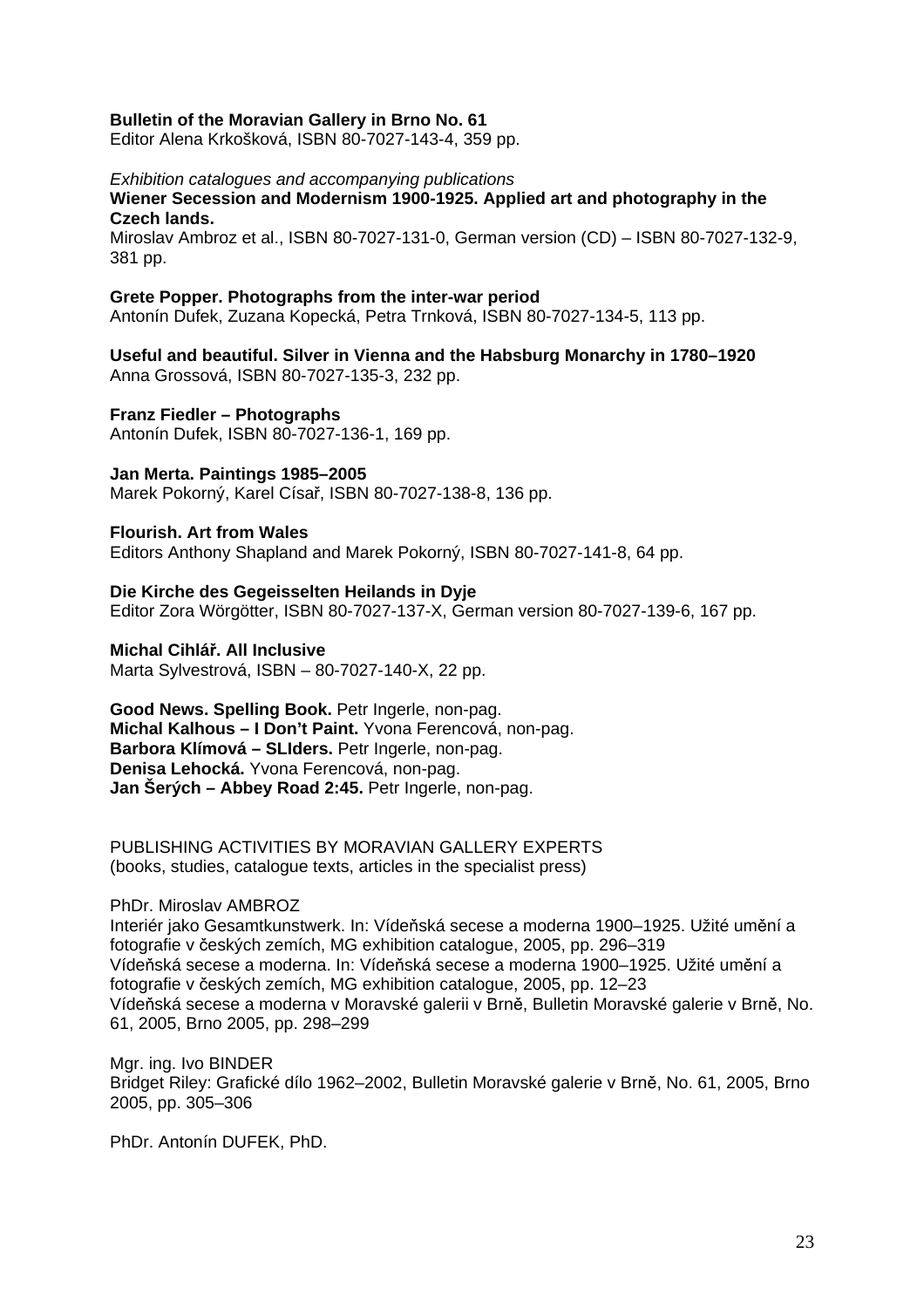**Bulletin of the Moravian Gallery in Brno No. 61**
Editor Alena Krkošková, ISBN 80-7027-143-4, 359 pp.

*Exhibition catalogues and accompanying publications*
**Wiener Secession and Modernism 1900-1925. Applied art and photography in the Czech lands.**
Miroslav Ambroz et al., ISBN 80-7027-131-0, German version (CD) – ISBN 80-7027-132-9, 381 pp.

**Grete Popper. Photographs from the inter-war period**
Antonín Dufek, Zuzana Kopecká, Petra Trnková, ISBN 80-7027-134-5, 113 pp.

**Useful and beautiful. Silver in Vienna and the Habsburg Monarchy in 1780–1920**
Anna Grossová, ISBN 80-7027-135-3, 232 pp.

**Franz Fiedler – Photographs**
Antonín Dufek, ISBN 80-7027-136-1, 169 pp.

**Jan Merta. Paintings 1985–2005**
Marek Pokorný, Karel Císař, ISBN 80-7027-138-8, 136 pp.

**Flourish. Art from Wales**
Editors Anthony Shapland and Marek Pokorný, ISBN 80-7027-141-8, 64 pp.

**Die Kirche des Gegeisselten Heilands in Dyje**
Editor Zora Wörgötter, ISBN 80-7027-137-X, German version 80-7027-139-6, 167 pp.

**Michal Cihlář. All Inclusive**
Marta Sylvestrová, ISBN – 80-7027-140-X, 22 pp.

**Good News. Spelling Book.** Petr Ingerle, non-pag.
**Michal Kalhous – I Don't Paint.** Yvona Ferencová, non-pag.
**Barbora Klímová – SLIders.** Petr Ingerle, non-pag.
**Denisa Lehocká.** Yvona Ferencová, non-pag.
**Jan Šerých – Abbey Road 2:45.** Petr Ingerle, non-pag.

PUBLISHING ACTIVITIES BY MORAVIAN GALLERY EXPERTS
(books, studies, catalogue texts, articles in the specialist press)

PhDr. Miroslav AMBROZ
Interiér jako Gesamtkunstwerk. In: Vídeňská secese a moderna 1900–1925. Užité umění a fotografie v českých zemích, MG exhibition catalogue, 2005, pp. 296–319
Vídeňská secese a moderna. In: Vídeňská secese a moderna 1900–1925. Užité umění a fotografie v českých zemích, MG exhibition catalogue, 2005, pp. 12–23
Vídeňská secese a moderna v Moravské galerii v Brně, Bulletin Moravské galerie v Brně, No. 61, 2005, Brno 2005, pp. 298–299

Mgr. ing. Ivo BINDER
Bridget Riley: Grafické dílo 1962–2002, Bulletin Moravské galerie v Brně, No. 61, 2005, Brno 2005, pp. 305–306

PhDr. Antonín DUFEK, PhD.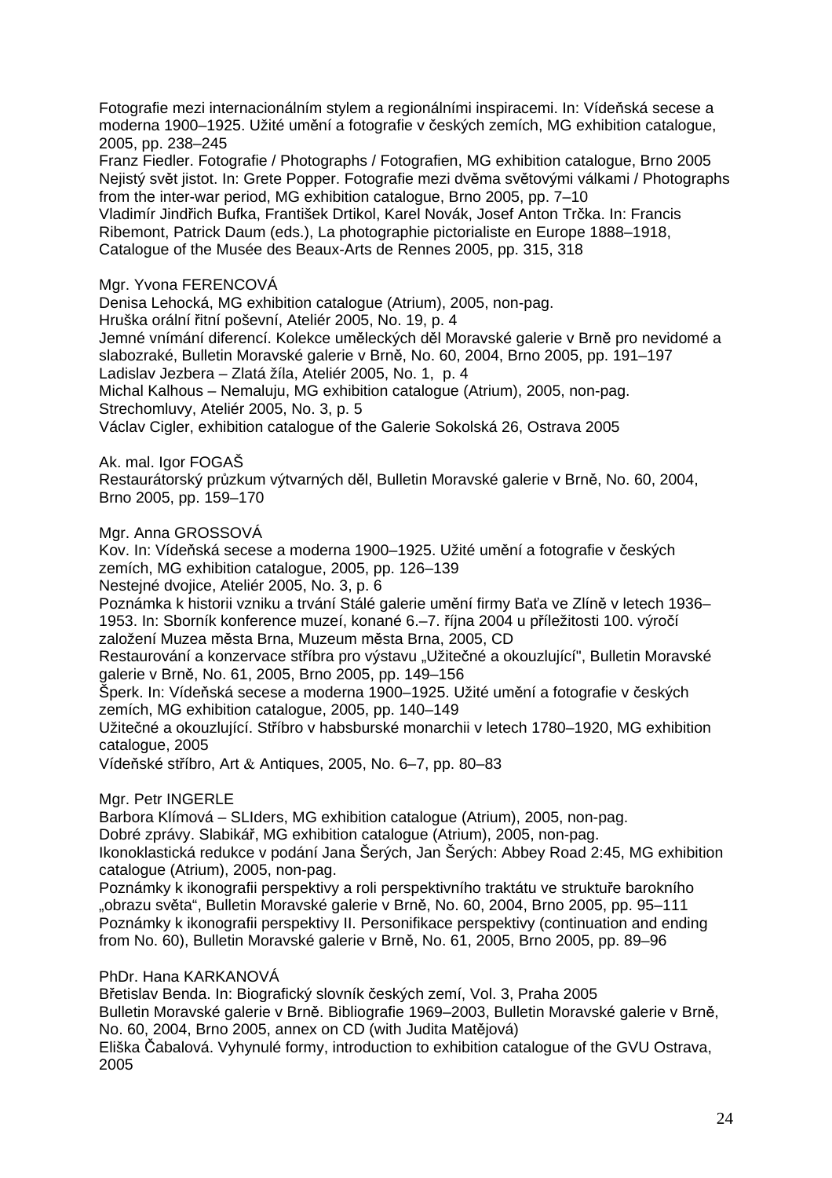Fotografie mezi internacionálním stylem a regionálními inspiracemi. In: Vídeňská secese a moderna 1900–1925. Užité umění a fotografie v českých zemích, MG exhibition catalogue, 2005, pp. 238–245
Franz Fiedler. Fotografie / Photographs / Fotografien, MG exhibition catalogue, Brno 2005
Nejistý svět jistot. In: Grete Popper. Fotografie mezi dvěma světovými válkami / Photographs from the inter-war period, MG exhibition catalogue, Brno 2005, pp. 7–10
Vladimír Jindřich Bufka, František Drtikol, Karel Novák, Josef Anton Trčka. In: Francis Ribemont, Patrick Daum (eds.), La photographie pictorialiste en Europe 1888–1918, Catalogue of the Musée des Beaux-Arts de Rennes 2005, pp. 315, 318

Mgr. Yvona FERENCOVÁ
Denisa Lehocká, MG exhibition catalogue (Atrium), 2005, non-pag.
Hruška orální řitní poševní, Ateliér 2005, No. 19, p. 4
Jemné vnímání diferencí. Kolekce uměleckých děl Moravské galerie v Brně pro nevidomé a slabozraké, Bulletin Moravské galerie v Brně, No. 60, 2004, Brno 2005, pp. 191–197
Ladislav Jezbera – Zlatá žíla, Ateliér 2005, No. 1, p. 4
Michal Kalhous – Nemaluju, MG exhibition catalogue (Atrium), 2005, non-pag.
Strechomluvy, Ateliér 2005, No. 3, p. 5
Václav Cigler, exhibition catalogue of the Galerie Sokolská 26, Ostrava 2005

Ak. mal. Igor FOGAŠ
Restaurátorský průzkum výtvarných děl, Bulletin Moravské galerie v Brně, No. 60, 2004, Brno 2005, pp. 159–170

Mgr. Anna GROSSOVÁ
Kov. In: Vídeňská secese a moderna 1900–1925. Užité umění a fotografie v českých zemích, MG exhibition catalogue, 2005, pp. 126–139
Nestejné dvojice, Ateliér 2005, No. 3, p. 6
Poznámka k historii vzniku a trvání Stálé galerie umění firmy Baťa ve Zlíně v letech 1936–1953. In: Sborník konference muzeí, konané 6.–7. října 2004 u příležitosti 100. výročí založení Muzea města Brna, Muzeum města Brna, 2005, CD
Restaurování a konzervace stříbra pro výstavu „Užitečné a okouzlující", Bulletin Moravské galerie v Brně, No. 61, 2005, Brno 2005, pp. 149–156
Šperk. In: Vídeňská secese a moderna 1900–1925. Užité umění a fotografie v českých zemích, MG exhibition catalogue, 2005, pp. 140–149
Užitečné a okouzlující. Stříbro v habsburské monarchii v letech 1780–1920, MG exhibition catalogue, 2005
Vídeňské stříbro, Art & Antiques, 2005, No. 6–7, pp. 80–83

Mgr. Petr INGERLE
Barbora Klímová – SLIders, MG exhibition catalogue (Atrium), 2005, non-pag.
Dobré zprávy. Slabikář, MG exhibition catalogue (Atrium), 2005, non-pag.
Ikonoklastická redukce v podání Jana Šerých, Jan Šerých: Abbey Road 2:45, MG exhibition catalogue (Atrium), 2005, non-pag.
Poznámky k ikonografii perspektivy a roli perspektivního traktátu ve struktuře barokního „obrazu světa“, Bulletin Moravské galerie v Brně, No. 60, 2004, Brno 2005, pp. 95–111
Poznámky k ikonografii perspektivy II. Personifikace perspektivy (continuation and ending from No. 60), Bulletin Moravské galerie v Brně, No. 61, 2005, Brno 2005, pp. 89–96

PhDr. Hana KARKANOVÁ
Břetislav Benda. In: Biografický slovník českých zemí, Vol. 3, Praha 2005
Bulletin Moravské galerie v Brně. Bibliografie 1969–2003, Bulletin Moravské galerie v Brně, No. 60, 2004, Brno 2005, annex on CD (with Judita Matějová)
Eliška Čabalová. Vyhynulé formy, introduction to exhibition catalogue of the GVU Ostrava, 2005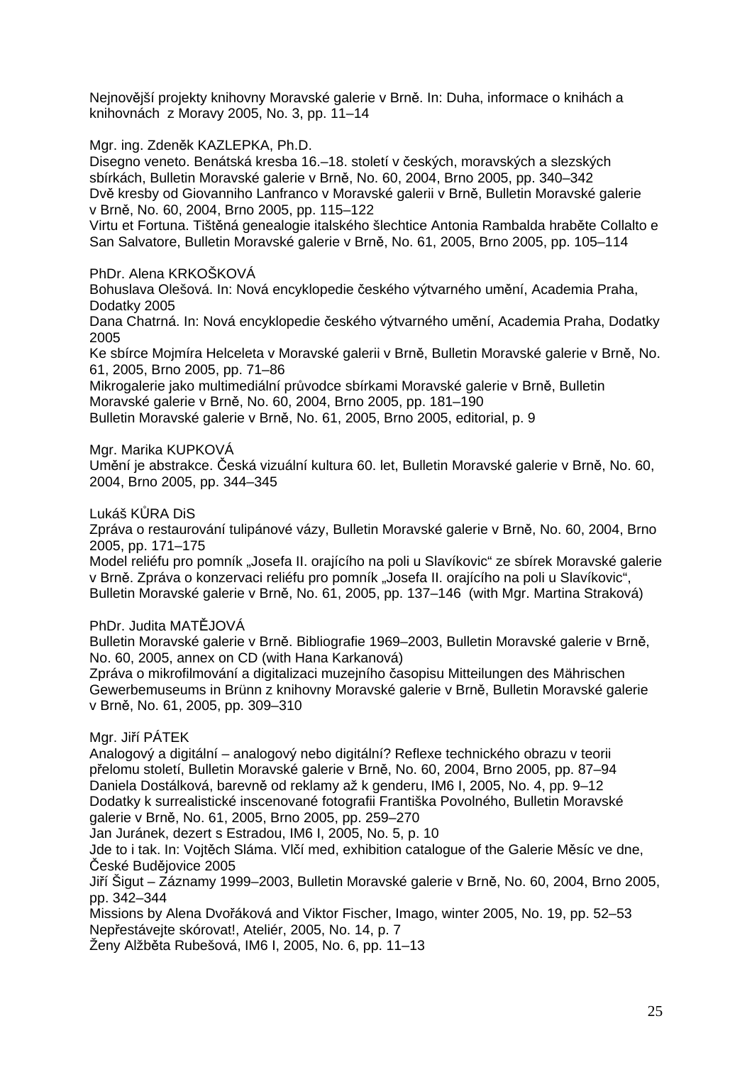Nejnovější projekty knihovny Moravské galerie v Brně. In: Duha, informace o knihách a knihovnách z Moravy 2005, No. 3, pp. 11–14

Mgr. ing. Zdeněk KAZLEPKA, Ph.D.
Disegno veneto. Benátská kresba 16.–18. století v českých, moravských a slezských sbírkách, Bulletin Moravské galerie v Brně, No. 60, 2004, Brno 2005, pp. 340–342
Dvě kresby od Giovanniho Lanfranco v Moravské galerii v Brně, Bulletin Moravské galerie v Brně, No. 60, 2004, Brno 2005, pp. 115–122
Virtu et Fortuna. Tištěná genealogie italského šlechtice Antonia Rambalda hraběte Collalto e San Salvatore, Bulletin Moravské galerie v Brně, No. 61, 2005, Brno 2005, pp. 105–114

PhDr. Alena KRKOŠKOVÁ
Bohuslava Olešová. In: Nová encyklopedie českého výtvarného umění, Academia Praha, Dodatky 2005
Dana Chatrná. In: Nová encyklopedie českého výtvarného umění, Academia Praha, Dodatky 2005
Ke sbírce Mojmíra Helceleta v Moravské galerii v Brně, Bulletin Moravské galerie v Brně, No. 61, 2005, Brno 2005, pp. 71–86
Mikrogalerie jako multimediální průvodce sbírkami Moravské galerie v Brně, Bulletin Moravské galerie v Brně, No. 60, 2004, Brno 2005, pp. 181–190
Bulletin Moravské galerie v Brně, No. 61, 2005, Brno 2005, editorial, p. 9

Mgr. Marika KUPKOVÁ
Umění je abstrakce. Česká vizuální kultura 60. let, Bulletin Moravské galerie v Brně, No. 60, 2004, Brno 2005, pp. 344–345

Lukáš KŮRA DiS
Zpráva o restaurování tulipánové vázy, Bulletin Moravské galerie v Brně, No. 60, 2004, Brno 2005, pp. 171–175
Model reliéfu pro pomník „Josefa II. orajícího na poli u Slavíkovic" ze sbírek Moravské galerie v Brně. Zpráva o konzervaci reliéfu pro pomník „Josefa II. orajícího na poli u Slavíkovic", Bulletin Moravské galerie v Brně, No. 61, 2005, pp. 137–146 (with Mgr. Martina Straková)

PhDr. Judita MATĚJOVÁ
Bulletin Moravské galerie v Brně. Bibliografie 1969–2003, Bulletin Moravské galerie v Brně, No. 60, 2005, annex on CD (with Hana Karkanová)
Zpráva o mikrofilmování a digitalizaci muzejního časopisu Mitteilungen des Mährischen Gewerbemuseums in Brünn z knihovny Moravské galerie v Brně, Bulletin Moravské galerie v Brně, No. 61, 2005, pp. 309–310

Mgr. Jiří PÁTEK
Analogový a digitální – analogový nebo digitální? Reflexe technického obrazu v teorii přelomu století, Bulletin Moravské galerie v Brně, No. 60, 2004, Brno 2005, pp. 87–94
Daniela Dostálková, barevně od reklamy až k genderu, IM6 I, 2005, No. 4, pp. 9–12
Dodatky k surrealistické inscenované fotografii Františka Povolného, Bulletin Moravské galerie v Brně, No. 61, 2005, Brno 2005, pp. 259–270
Jan Juránek, dezert s Estradou, IM6 I, 2005, No. 5, p. 10
Jde to i tak. In: Vojtěch Sláma. Vlčí med, exhibition catalogue of the Galerie Měsíc ve dne, České Budějovice 2005
Jiří Šigut – Záznamy 1999–2003, Bulletin Moravské galerie v Brně, No. 60, 2004, Brno 2005, pp. 342–344
Missions by Alena Dvořáková and Viktor Fischer, Imago, winter 2005, No. 19, pp. 52–53
Nepřestávejte skórovat!, Ateliér, 2005, No. 14, p. 7
Ženy Alžběta Rubešová, IM6 I, 2005, No. 6, pp. 11–13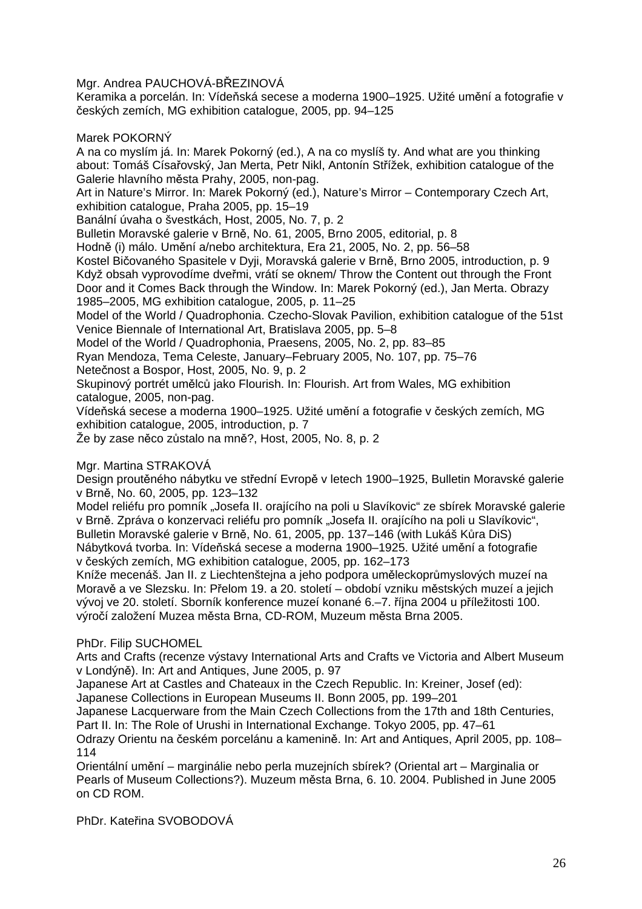Mgr. Andrea PAUCHOVÁ-BŘEZINOVÁ
Keramika a porcelán. In: Vídeňská secese a moderna 1900–1925. Užité umění a fotografie v českých zemích, MG exhibition catalogue, 2005, pp. 94–125

Marek POKORNÝ
A na co myslím já. In: Marek Pokorný (ed.), A na co myslíš ty. And what are you thinking about: Tomáš Císařovský, Jan Merta, Petr Nikl, Antonín Střížek, exhibition catalogue of the Galerie hlavního města Prahy, 2005, non-pag.
Art in Nature's Mirror. In: Marek Pokorný (ed.), Nature's Mirror – Contemporary Czech Art, exhibition catalogue, Praha 2005, pp. 15–19
Banální úvaha o švestkách, Host, 2005, No. 7, p. 2
Bulletin Moravské galerie v Brně, No. 61, 2005, Brno 2005, editorial, p. 8
Hodně (i) málo. Umění a/nebo architektura, Era 21, 2005, No. 2, pp. 56–58
Kostel Bičovaného Spasitele v Dyji, Moravská galerie v Brně, Brno 2005, introduction, p. 9
Když obsah vyprovodíme dveřmi, vrátí se oknem/ Throw the Content out through the Front Door and it Comes Back through the Window. In: Marek Pokorný (ed.), Jan Merta. Obrazy 1985–2005, MG exhibition catalogue, 2005, p. 11–25
Model of the World / Quadrophonia. Czecho-Slovak Pavilion, exhibition catalogue of the 51st Venice Biennale of International Art, Bratislava 2005, pp. 5–8
Model of the World / Quadrophonia, Praesens, 2005, No. 2, pp. 83–85
Ryan Mendoza, Tema Celeste, January–February 2005, No. 107, pp. 75–76
Netečnost a Bospor, Host, 2005, No. 9, p. 2
Skupinový portrét umělců jako Flourish. In: Flourish. Art from Wales, MG exhibition catalogue, 2005, non-pag.
Vídeňská secese a moderna 1900–1925. Užité umění a fotografie v českých zemích, MG exhibition catalogue, 2005, introduction, p. 7
Že by zase něco zůstalo na mně?, Host, 2005, No. 8, p. 2

Mgr. Martina STRAKOVÁ
Design proutěného nábytku ve střední Evropě v letech 1900–1925, Bulletin Moravské galerie v Brně, No. 60, 2005, pp. 123–132
Model reliéfu pro pomník „Josefa II. orajícího na poli u Slavíkovic" ze sbírek Moravské galerie v Brně. Zpráva o konzervaci reliéfu pro pomník „Josefa II. orajícího na poli u Slavíkovic", Bulletin Moravské galerie v Brně, No. 61, 2005, pp. 137–146 (with Lukáš Kůra DiS)
Nábytková tvorba. In: Vídeňská secese a moderna 1900–1925. Užité umění a fotografie v českých zemích, MG exhibition catalogue, 2005, pp. 162–173
Kníže mecenáš. Jan II. z Liechtenštejna a jeho podpora uměleckoprůmyslových muzeí na Moravě a ve Slezsku. In: Přelom 19. a 20. století – období vzniku městských muzeí a jejich vývoj ve 20. století. Sborník konference muzeí konané 6.–7. října 2004 u příležitosti 100. výročí založení Muzea města Brna, CD-ROM, Muzeum města Brna 2005.

PhDr. Filip SUCHOMEL
Arts and Crafts (recenze výstavy International Arts and Crafts ve Victoria and Albert Museum v Londýně). In: Art and Antiques, June 2005, p. 97
Japanese Art at Castles and Chateaux in the Czech Republic. In: Kreiner, Josef (ed): Japanese Collections in European Museums II. Bonn 2005, pp. 199–201
Japanese Lacquerware from the Main Czech Collections from the 17th and 18th Centuries, Part II. In: The Role of Urushi in International Exchange. Tokyo 2005, pp. 47–61
Odrazy Orientu na českém porcelánu a kamenině. In: Art and Antiques, April 2005, pp. 108–114
Orientální umění – marginálie nebo perla muzejních sbírek? (Oriental art – Marginalia or Pearls of Museum Collections?). Muzeum města Brna, 6. 10. 2004. Published in June 2005 on CD ROM.

PhDr. Kateřina SVOBODOVÁ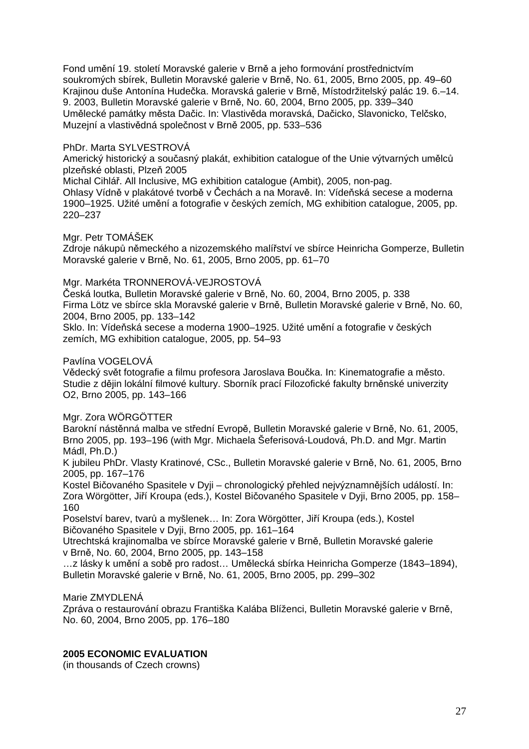Fond umění 19. století Moravské galerie v Brně a jeho formování prostřednictvím soukromých sbírek, Bulletin Moravské galerie v Brně, No. 61, 2005, Brno 2005, pp. 49–60
Krajinou duše Antonína Hudečka. Moravská galerie v Brně, Místodržitelský palác 19. 6.–14. 9. 2003, Bulletin Moravské galerie v Brně, No. 60, 2004, Brno 2005, pp. 339–340
Umělecké památky města Dačic. In: Vlastivěda moravská, Dačicko, Slavonicko, Telčsko, Muzejní a vlastivědná společnost v Brně 2005, pp. 533–536

PhDr. Marta SYLVESTROVÁ
Americký historický a současný plakát, exhibition catalogue of the Unie výtvarných umělců plzeňské oblasti, Plzeň 2005
Michal Cihlář. All Inclusive, MG exhibition catalogue (Ambit), 2005, non-pag.
Ohlasy Vídně v plakátové tvorbě v Čechách a na Moravě. In: Vídeňská secese a moderna 1900–1925. Užité umění a fotografie v českých zemích, MG exhibition catalogue, 2005, pp. 220–237

Mgr. Petr TOMÁŠEK
Zdroje nákupů německého a nizozemského malířství ve sbírce Heinricha Gomperze, Bulletin Moravské galerie v Brně, No. 61, 2005, Brno 2005, pp. 61–70

Mgr. Markéta TRONNEROVÁ-VEJROSTOVÁ
Česká loutka, Bulletin Moravské galerie v Brně, No. 60, 2004, Brno 2005, p. 338
Firma Lötz ve sbírce skla Moravské galerie v Brně, Bulletin Moravské galerie v Brně, No. 60, 2004, Brno 2005, pp. 133–142
Sklo. In: Vídeňská secese a moderna 1900–1925. Užité umění a fotografie v českých zemích, MG exhibition catalogue, 2005, pp. 54–93

Pavlína VOGELOVÁ
Vědecký svět fotografie a filmu profesora Jaroslava Boučka. In: Kinematografie a město. Studie z dějin lokální filmové kultury. Sborník prací Filozofické fakulty brněnské univerzity O2, Brno 2005, pp. 143–166

Mgr. Zora WÖRGÖTTER
Barokní nástěnná malba ve střední Evropě, Bulletin Moravské galerie v Brně, No. 61, 2005, Brno 2005, pp. 193–196 (with Mgr. Michaela Šeferisová-Loudová, Ph.D. and Mgr. Martin Mádl, Ph.D.)
K jubileu PhDr. Vlasty Kratinové, CSc., Bulletin Moravské galerie v Brně, No. 61, 2005, Brno 2005, pp. 167–176
Kostel Bičovaného Spasitele v Dyji – chronologický přehled nejvýznamnějších událostí. In: Zora Wörgötter, Jiří Kroupa (eds.), Kostel Bičovaného Spasitele v Dyji, Brno 2005, pp. 158–160
Poselství barev, tvarů a myšlenek… In: Zora Wörgötter, Jiří Kroupa (eds.), Kostel Bičovaného Spasitele v Dyji, Brno 2005, pp. 161–164
Utrechtská krajinomalba ve sbírce Moravské galerie v Brně, Bulletin Moravské galerie v Brně, No. 60, 2004, Brno 2005, pp. 143–158
…z lásky k umění a sobě pro radost… Umělecká sbírka Heinricha Gomperze (1843–1894), Bulletin Moravské galerie v Brně, No. 61, 2005, Brno 2005, pp. 299–302

Marie ZMYDLENÁ
Zpráva o restaurování obrazu Františka Kalába Blíženci, Bulletin Moravské galerie v Brně, No. 60, 2004, Brno 2005, pp. 176–180

**2005 ECONOMIC EVALUATION**
(in thousands of Czech crowns)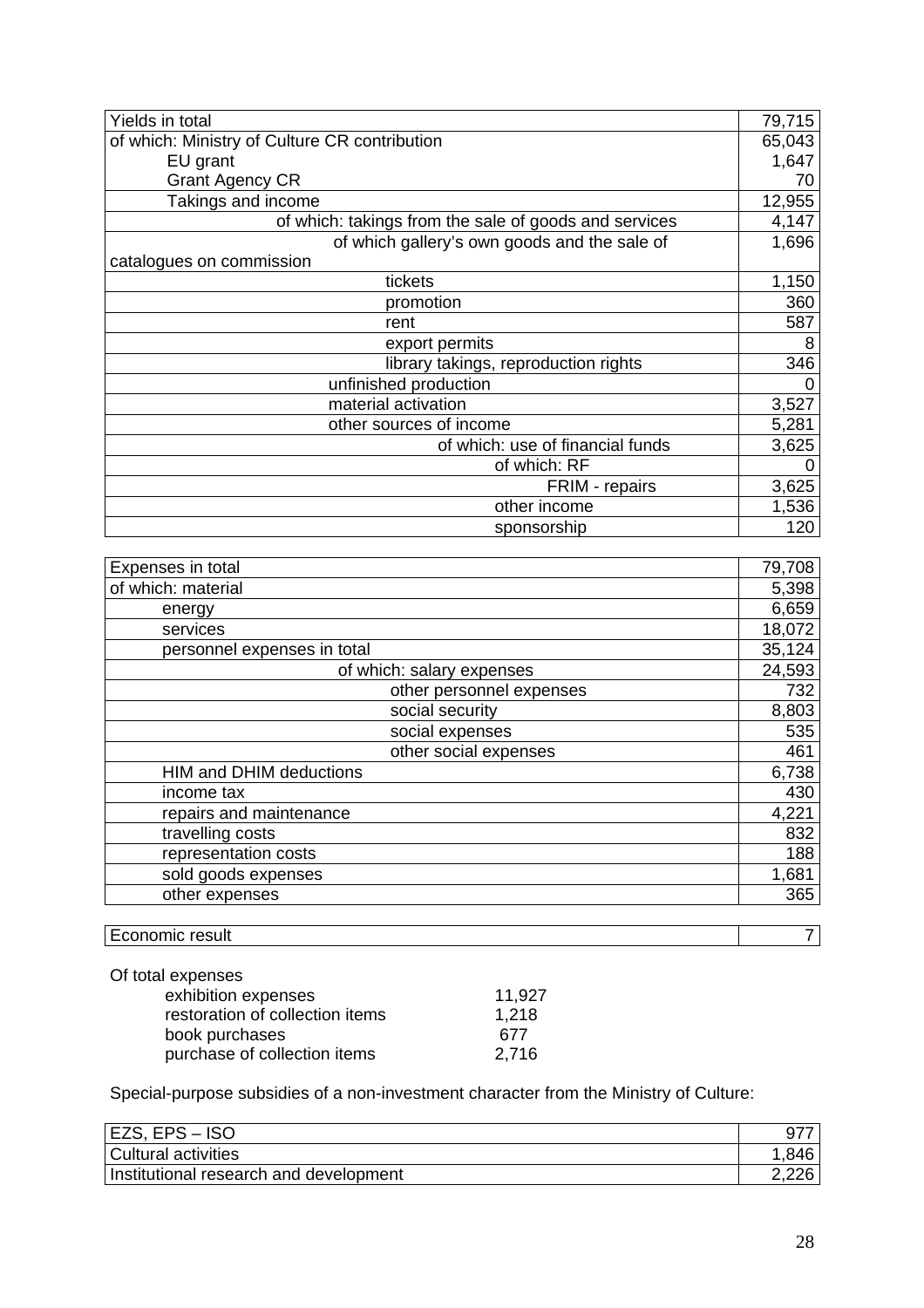| | |
|---|---|
| Yields in total | 79,715 |
| of which: Ministry of Culture CR contribution | 65,043 |
| EU grant | 1,647 |
| Grant Agency CR | 70 |
| Takings and income | 12,955 |
| of which: takings from the sale of goods and services | 4,147 |
| of which gallery's own goods and the sale of catalogues on commission | 1,696 |
| tickets | 1,150 |
| promotion | 360 |
| rent | 587 |
| export permits | 8 |
| library takings, reproduction rights | 346 |
| unfinished production | 0 |
| material activation | 3,527 |
| other sources of income | 5,281 |
| of which: use of financial funds | 3,625 |
| of which: RF | 0 |
| FRIM - repairs | 3,625 |
| other income | 1,536 |
| sponsorship | 120 |

| | |
|---|---|
| Expenses in total | 79,708 |
| of which: material | 5,398 |
| energy | 6,659 |
| services | 18,072 |
| personnel expenses in total | 35,124 |
| of which: salary expenses | 24,593 |
| other personnel expenses | 732 |
| social security | 8,803 |
| social expenses | 535 |
| other social expenses | 461 |
| HIM and DHIM deductions | 6,738 |
| income tax | 430 |
| repairs and maintenance | 4,221 |
| travelling costs | 832 |
| representation costs | 188 |
| sold goods expenses | 1,681 |
| other expenses | 365 |

| | |
|---|---|
| Economic result | 7 |

Of total expenses

| | |
|---|---|
| exhibition expenses | 11,927 |
| restoration of collection items | 1,218 |
| book purchases | 677 |
| purchase of collection items | 2,716 |

Special-purpose subsidies of a non-investment character from the Ministry of Culture:

| | |
|---|---|
| EZS, EPS – ISO | 977 |
| Cultural activities | 1,846 |
| Institutional research and development | 2,226 |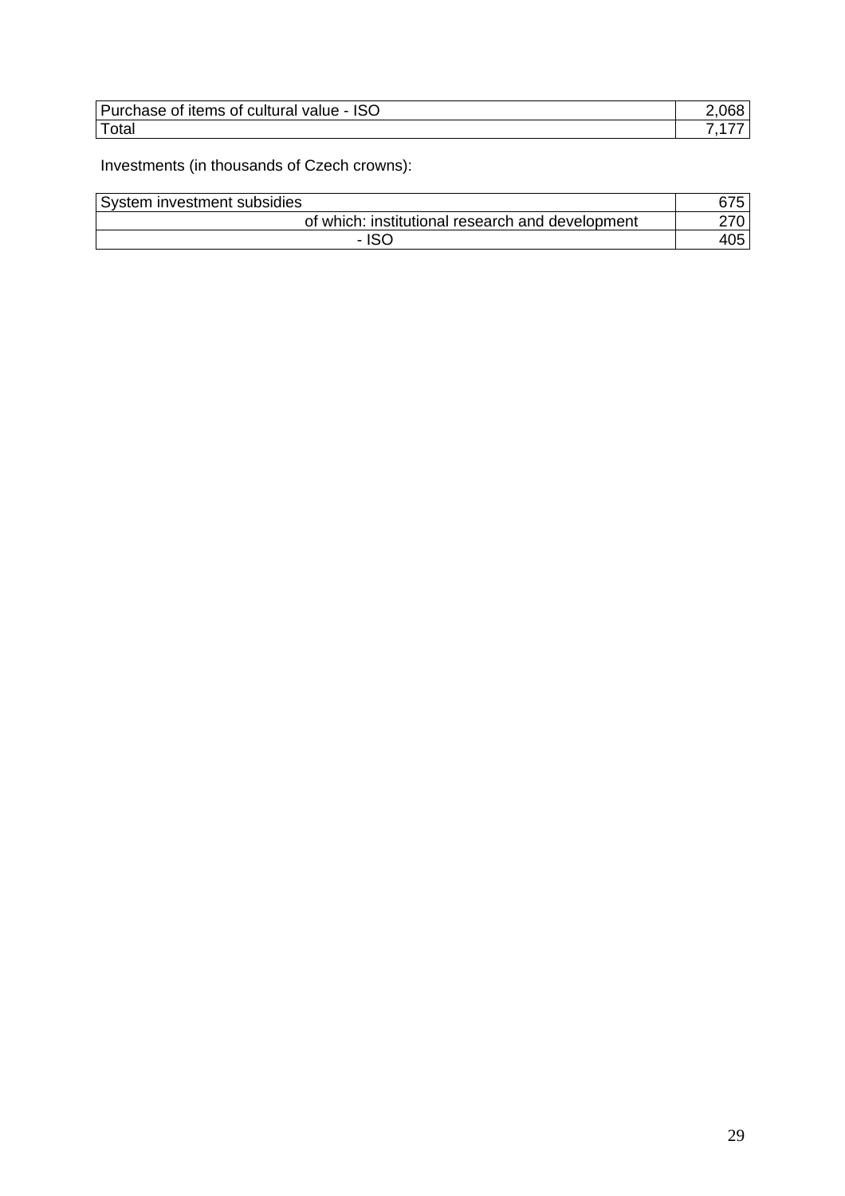| | |
|---|---|
| Purchase of items of cultural value - ISO | 2,068 |
| Total | 7,177 |

Investments (in thousands of Czech crowns):

| | |
|---|---|
| System investment subsidies | 675 |
| of which: institutional research and development | 270 |
| - ISO | 405 |